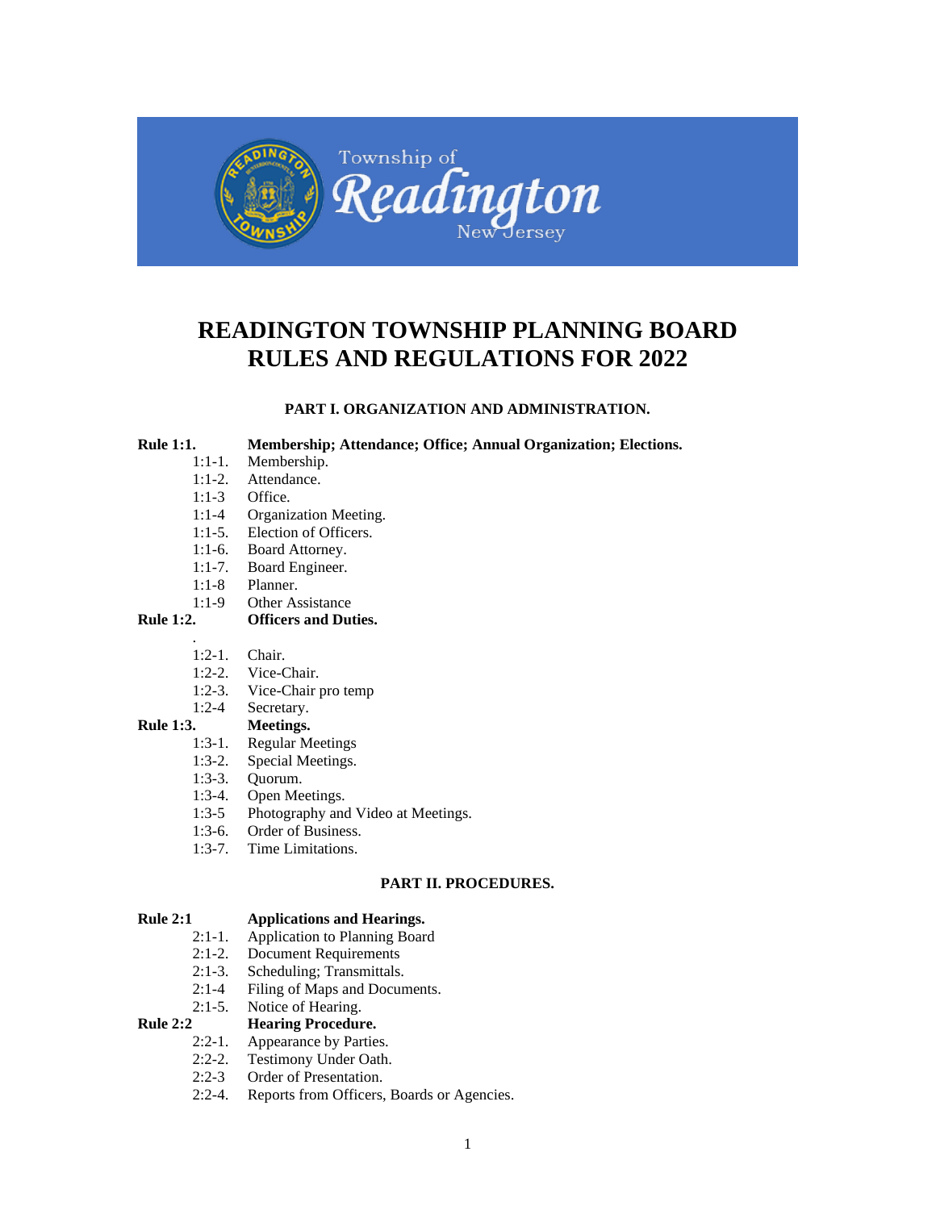Township of Readington New Jersey

# READINGTON TOWNSHIP PLANNING BOARD RULES AND REGULATIONS FOR 2022

## PART I. ORGANIZATION AND ADMINISTRATION.

**Rule 1:1.** **Membership; Attendance; Office; Annual Organization; Elections.**

- 1:1-1. Membership.
- 1:1-2. Attendance.
- 1:1-3 Office.
- 1:1-4 Organization Meeting.
- 1:1-5. Election of Officers.
- 1:1-6. Board Attorney.
- 1:1-7. Board Engineer.
- 1:1-8 Planner.
- 1:1-9 Other Assistance

**Rule 1:2.** **Officers and Duties.**

- 1:2-1. Chair.
- 1:2-2. Vice-Chair.
- 1:2-3. Vice-Chair pro temp
- 1:2-4 Secretary.

**Rule 1:3.** **Meetings.**

- 1:3-1. Regular Meetings
- 1:3-2. Special Meetings.
- 1:3-3. Quorum.
- 1:3-4. Open Meetings.
- 1:3-5 Photography and Video at Meetings.
- 1:3-6. Order of Business.
- 1:3-7. Time Limitations.

## PART II. PROCEDURES.

**Rule 2:1** **Applications and Hearings.**

- 2:1-1. Application to Planning Board
- 2:1-2. Document Requirements
- 2:1-3. Scheduling; Transmittals.
- 2:1-4 Filing of Maps and Documents.
- 2:1-5. Notice of Hearing.

**Rule 2:2** **Hearing Procedure.**

- 2:2-1. Appearance by Parties.
- 2:2-2. Testimony Under Oath.
- 2:2-3 Order of Presentation.
- 2:2-4. Reports from Officers, Boards or Agencies.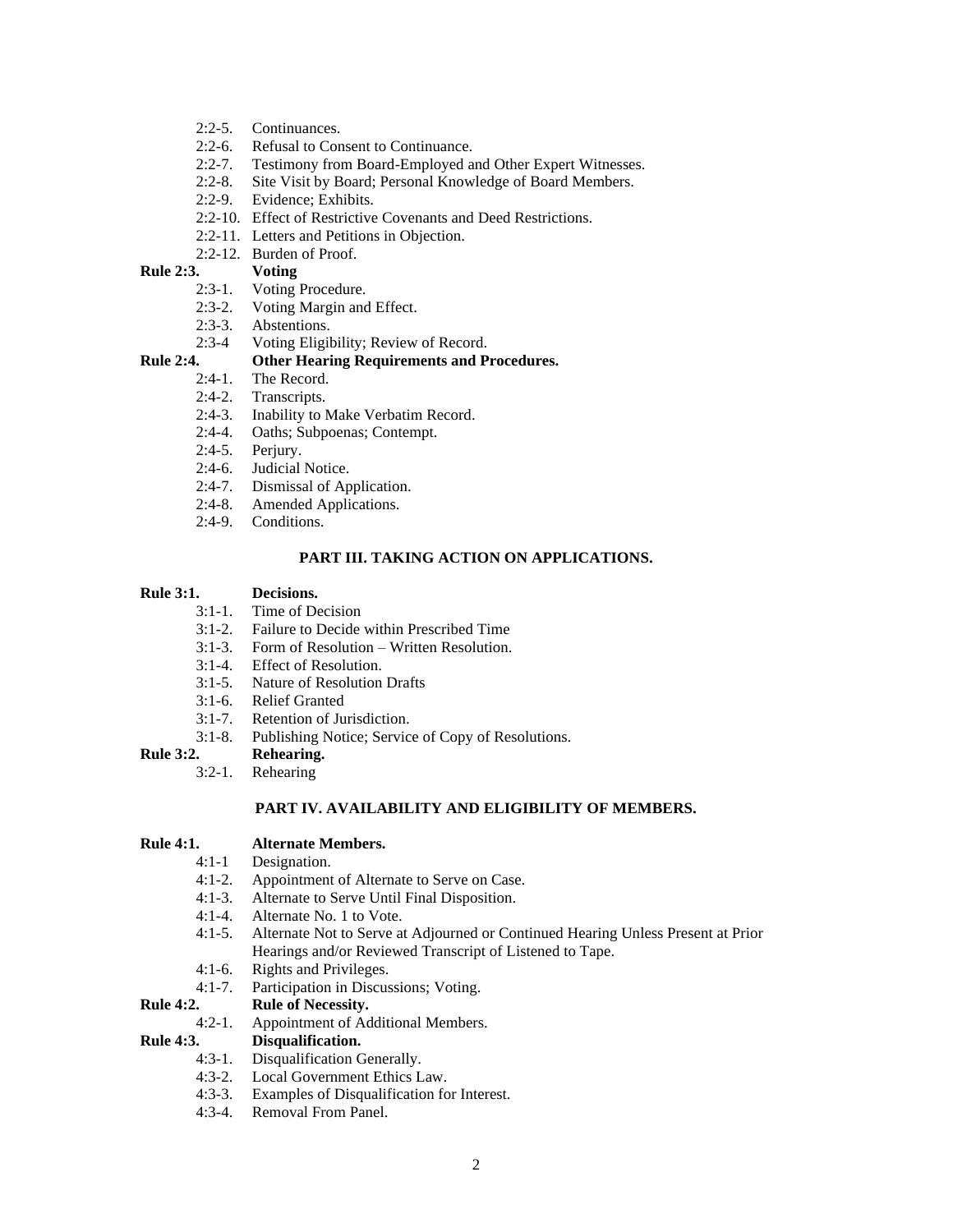- 2:2-5. Continuances.
- 2:2-6. Refusal to Consent to Continuance.
- 2:2-7. Testimony from Board-Employed and Other Expert Witnesses.
- 2:2-8. Site Visit by Board; Personal Knowledge of Board Members.
- 2:2-9. Evidence; Exhibits.
- 2:2-10. Effect of Restrictive Covenants and Deed Restrictions.
- 2:2-11. Letters and Petitions in Objection.
- 2:2-12. Burden of Proof.

**Rule 2:3. Voting**

- 2:3-1. Voting Procedure.
- 2:3-2. Voting Margin and Effect.
- 2:3-3. Abstentions.
- 2:3-4 Voting Eligibility; Review of Record.

**Rule 2:4. Other Hearing Requirements and Procedures.**

- 2:4-1. The Record.
- 2:4-2. Transcripts.
- 2:4-3. Inability to Make Verbatim Record.
- 2:4-4. Oaths; Subpoenas; Contempt.
- 2:4-5. Perjury.
- 2:4-6. Judicial Notice.
- 2:4-7. Dismissal of Application.
- 2:4-8. Amended Applications.
- 2:4-9. Conditions.

## PART III. TAKING ACTION ON APPLICATIONS.

**Rule 3:1. Decisions.**

- 3:1-1. Time of Decision
- 3:1-2. Failure to Decide within Prescribed Time
- 3:1-3. Form of Resolution – Written Resolution.
- 3:1-4. Effect of Resolution.
- 3:1-5. Nature of Resolution Drafts
- 3:1-6. Relief Granted
- 3:1-7. Retention of Jurisdiction.
- 3:1-8. Publishing Notice; Service of Copy of Resolutions.

**Rule 3:2. Rehearing.**

- 3:2-1. Rehearing

## PART IV. AVAILABILITY AND ELIGIBILITY OF MEMBERS.

**Rule 4:1. Alternate Members.**

- 4:1-1 Designation.
- 4:1-2. Appointment of Alternate to Serve on Case.
- 4:1-3. Alternate to Serve Until Final Disposition.
- 4:1-4. Alternate No. 1 to Vote.
- 4:1-5. Alternate Not to Serve at Adjourned or Continued Hearing Unless Present at Prior Hearings and/or Reviewed Transcript of Listened to Tape.
- 4:1-6. Rights and Privileges.
- 4:1-7. Participation in Discussions; Voting.

**Rule 4:2. Rule of Necessity.**

- 4:2-1. Appointment of Additional Members.

**Rule 4:3. Disqualification.**

- 4:3-1. Disqualification Generally.
- 4:3-2. Local Government Ethics Law.
- 4:3-3. Examples of Disqualification for Interest.
- 4:3-4. Removal From Panel.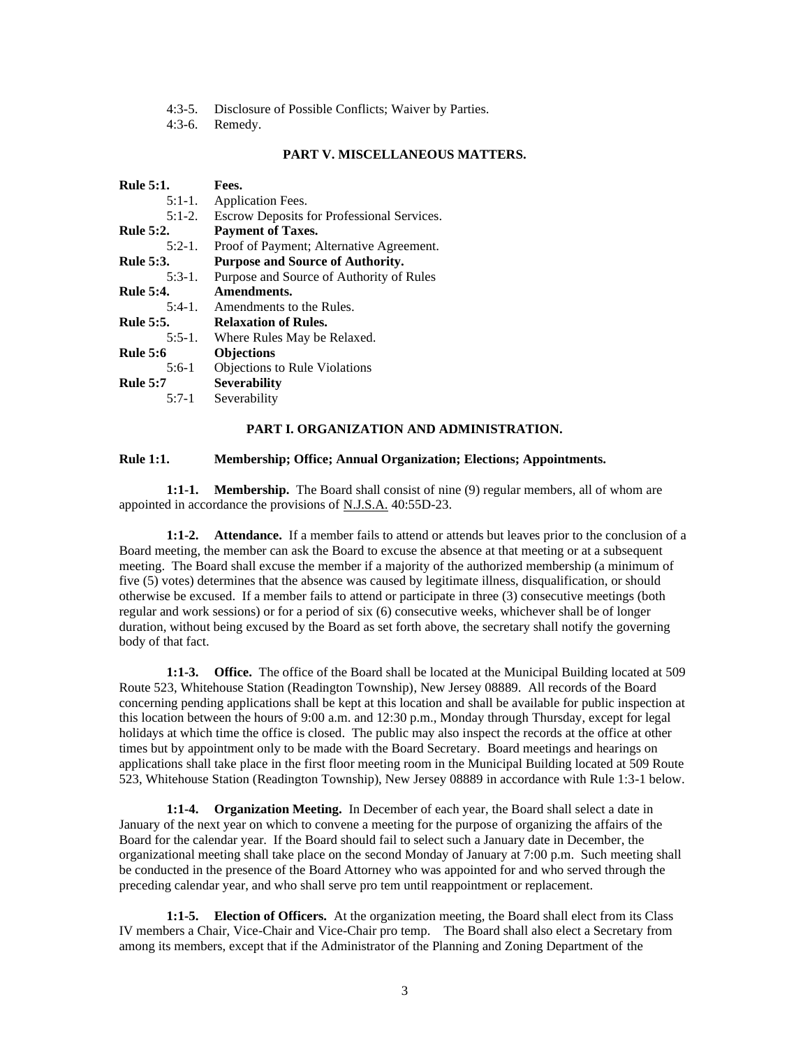4:3-5. Disclosure of Possible Conflicts; Waiver by Parties.
4:3-6. Remedy.

**PART V. MISCELLANEOUS MATTERS.**

**Rule 5:1. Fees.**
5:1-1. Application Fees.
5:1-2. Escrow Deposits for Professional Services.
**Rule 5:2. Payment of Taxes.**
5:2-1. Proof of Payment; Alternative Agreement.
**Rule 5:3. Purpose and Source of Authority.**
5:3-1. Purpose and Source of Authority of Rules
**Rule 5:4. Amendments.**
5:4-1. Amendments to the Rules.
**Rule 5:5. Relaxation of Rules.**
5:5-1. Where Rules May be Relaxed.
**Rule 5:6 Objections**
5:6-1 Objections to Rule Violations
**Rule 5:7 Severability**
5:7-1 Severability

## PART I. ORGANIZATION AND ADMINISTRATION.

### Rule 1:1. Membership; Office; Annual Organization; Elections; Appointments.

**1:1-1. Membership.** The Board shall consist of nine (9) regular members, all of whom are appointed in accordance the provisions of N.J.S.A. 40:55D-23.

**1:1-2. Attendance.** If a member fails to attend or attends but leaves prior to the conclusion of a Board meeting, the member can ask the Board to excuse the absence at that meeting or at a subsequent meeting. The Board shall excuse the member if a majority of the authorized membership (a minimum of five (5) votes) determines that the absence was caused by legitimate illness, disqualification, or should otherwise be excused. If a member fails to attend or participate in three (3) consecutive meetings (both regular and work sessions) or for a period of six (6) consecutive weeks, whichever shall be of longer duration, without being excused by the Board as set forth above, the secretary shall notify the governing body of that fact.

**1:1-3. Office.** The office of the Board shall be located at the Municipal Building located at 509 Route 523, Whitehouse Station (Readington Township), New Jersey 08889. All records of the Board concerning pending applications shall be kept at this location and shall be available for public inspection at this location between the hours of 9:00 a.m. and 12:30 p.m., Monday through Thursday, except for legal holidays at which time the office is closed. The public may also inspect the records at the office at other times but by appointment only to be made with the Board Secretary. Board meetings and hearings on applications shall take place in the first floor meeting room in the Municipal Building located at 509 Route 523, Whitehouse Station (Readington Township), New Jersey 08889 in accordance with Rule 1:3-1 below.

**1:1-4. Organization Meeting.** In December of each year, the Board shall select a date in January of the next year on which to convene a meeting for the purpose of organizing the affairs of the Board for the calendar year. If the Board should fail to select such a January date in December, the organizational meeting shall take place on the second Monday of January at 7:00 p.m. Such meeting shall be conducted in the presence of the Board Attorney who was appointed for and who served through the preceding calendar year, and who shall serve pro tem until reappointment or replacement.

**1:1-5. Election of Officers.** At the organization meeting, the Board shall elect from its Class IV members a Chair, Vice-Chair and Vice-Chair pro temp. The Board shall also elect a Secretary from among its members, except that if the Administrator of the Planning and Zoning Department of the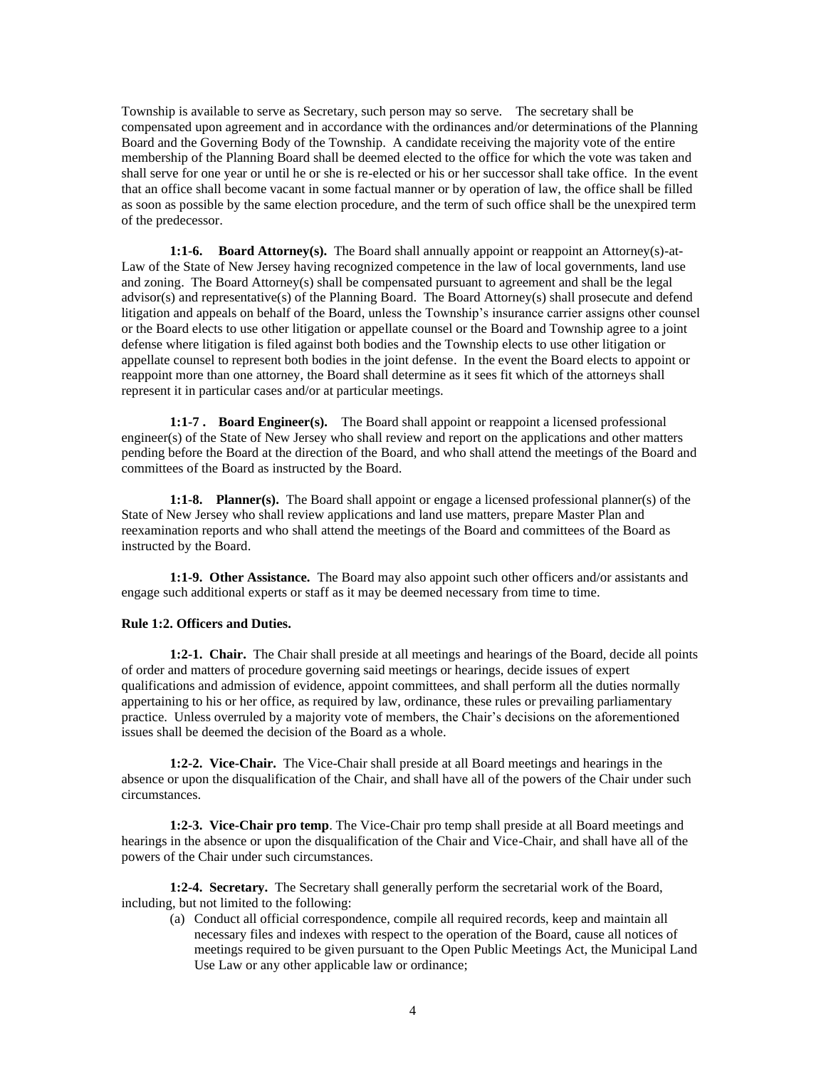Township is available to serve as Secretary, such person may so serve. The secretary shall be compensated upon agreement and in accordance with the ordinances and/or determinations of the Planning Board and the Governing Body of the Township. A candidate receiving the majority vote of the entire membership of the Planning Board shall be deemed elected to the office for which the vote was taken and shall serve for one year or until he or she is re-elected or his or her successor shall take office. In the event that an office shall become vacant in some factual manner or by operation of law, the office shall be filled as soon as possible by the same election procedure, and the term of such office shall be the unexpired term of the predecessor.

**1:1-6. Board Attorney(s).** The Board shall annually appoint or reappoint an Attorney(s)-at-Law of the State of New Jersey having recognized competence in the law of local governments, land use and zoning. The Board Attorney(s) shall be compensated pursuant to agreement and shall be the legal advisor(s) and representative(s) of the Planning Board. The Board Attorney(s) shall prosecute and defend litigation and appeals on behalf of the Board, unless the Township's insurance carrier assigns other counsel or the Board elects to use other litigation or appellate counsel or the Board and Township agree to a joint defense where litigation is filed against both bodies and the Township elects to use other litigation or appellate counsel to represent both bodies in the joint defense. In the event the Board elects to appoint or reappoint more than one attorney, the Board shall determine as it sees fit which of the attorneys shall represent it in particular cases and/or at particular meetings.

**1:1-7 . Board Engineer(s).** The Board shall appoint or reappoint a licensed professional engineer(s) of the State of New Jersey who shall review and report on the applications and other matters pending before the Board at the direction of the Board, and who shall attend the meetings of the Board and committees of the Board as instructed by the Board.

**1:1-8. Planner(s).** The Board shall appoint or engage a licensed professional planner(s) of the State of New Jersey who shall review applications and land use matters, prepare Master Plan and reexamination reports and who shall attend the meetings of the Board and committees of the Board as instructed by the Board.

**1:1-9. Other Assistance.** The Board may also appoint such other officers and/or assistants and engage such additional experts or staff as it may be deemed necessary from time to time.

**Rule 1:2. Officers and Duties.**

**1:2-1. Chair.** The Chair shall preside at all meetings and hearings of the Board, decide all points of order and matters of procedure governing said meetings or hearings, decide issues of expert qualifications and admission of evidence, appoint committees, and shall perform all the duties normally appertaining to his or her office, as required by law, ordinance, these rules or prevailing parliamentary practice. Unless overruled by a majority vote of members, the Chair's decisions on the aforementioned issues shall be deemed the decision of the Board as a whole.

**1:2-2. Vice-Chair.** The Vice-Chair shall preside at all Board meetings and hearings in the absence or upon the disqualification of the Chair, and shall have all of the powers of the Chair under such circumstances.

**1:2-3. Vice-Chair pro temp**. The Vice-Chair pro temp shall preside at all Board meetings and hearings in the absence or upon the disqualification of the Chair and Vice-Chair, and shall have all of the powers of the Chair under such circumstances.

**1:2-4. Secretary.** The Secretary shall generally perform the secretarial work of the Board, including, but not limited to the following:

(a) Conduct all official correspondence, compile all required records, keep and maintain all necessary files and indexes with respect to the operation of the Board, cause all notices of meetings required to be given pursuant to the Open Public Meetings Act, the Municipal Land Use Law or any other applicable law or ordinance;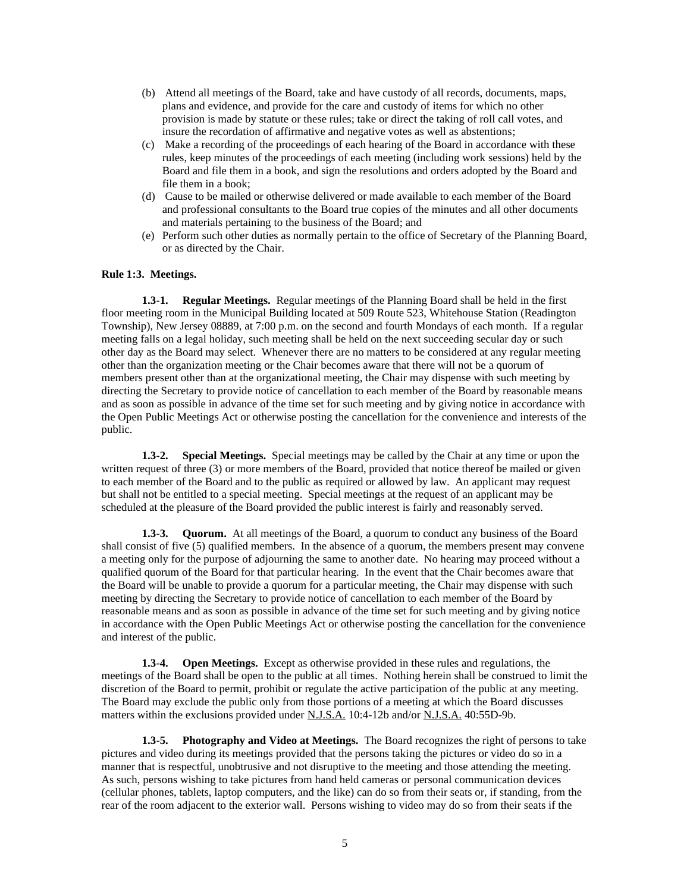(b) Attend all meetings of the Board, take and have custody of all records, documents, maps, plans and evidence, and provide for the care and custody of items for which no other provision is made by statute or these rules; take or direct the taking of roll call votes, and insure the recordation of affirmative and negative votes as well as abstentions;

(c) Make a recording of the proceedings of each hearing of the Board in accordance with these rules, keep minutes of the proceedings of each meeting (including work sessions) held by the Board and file them in a book, and sign the resolutions and orders adopted by the Board and file them in a book;

(d) Cause to be mailed or otherwise delivered or made available to each member of the Board and professional consultants to the Board true copies of the minutes and all other documents and materials pertaining to the business of the Board; and

(e) Perform such other duties as normally pertain to the office of Secretary of the Planning Board, or as directed by the Chair.

**Rule 1:3. Meetings.**

**1.3-1. Regular Meetings.** Regular meetings of the Planning Board shall be held in the first floor meeting room in the Municipal Building located at 509 Route 523, Whitehouse Station (Readington Township), New Jersey 08889, at 7:00 p.m. on the second and fourth Mondays of each month. If a regular meeting falls on a legal holiday, such meeting shall be held on the next succeeding secular day or such other day as the Board may select. Whenever there are no matters to be considered at any regular meeting other than the organization meeting or the Chair becomes aware that there will not be a quorum of members present other than at the organizational meeting, the Chair may dispense with such meeting by directing the Secretary to provide notice of cancellation to each member of the Board by reasonable means and as soon as possible in advance of the time set for such meeting and by giving notice in accordance with the Open Public Meetings Act or otherwise posting the cancellation for the convenience and interests of the public.

**1.3-2. Special Meetings.** Special meetings may be called by the Chair at any time or upon the written request of three (3) or more members of the Board, provided that notice thereof be mailed or given to each member of the Board and to the public as required or allowed by law. An applicant may request but shall not be entitled to a special meeting. Special meetings at the request of an applicant may be scheduled at the pleasure of the Board provided the public interest is fairly and reasonably served.

**1.3-3. Quorum.** At all meetings of the Board, a quorum to conduct any business of the Board shall consist of five (5) qualified members. In the absence of a quorum, the members present may convene a meeting only for the purpose of adjourning the same to another date. No hearing may proceed without a qualified quorum of the Board for that particular hearing. In the event that the Chair becomes aware that the Board will be unable to provide a quorum for a particular meeting, the Chair may dispense with such meeting by directing the Secretary to provide notice of cancellation to each member of the Board by reasonable means and as soon as possible in advance of the time set for such meeting and by giving notice in accordance with the Open Public Meetings Act or otherwise posting the cancellation for the convenience and interest of the public.

**1.3-4. Open Meetings.** Except as otherwise provided in these rules and regulations, the meetings of the Board shall be open to the public at all times. Nothing herein shall be construed to limit the discretion of the Board to permit, prohibit or regulate the active participation of the public at any meeting. The Board may exclude the public only from those portions of a meeting at which the Board discusses matters within the exclusions provided under N.J.S.A. 10:4-12b and/or N.J.S.A. 40:55D-9b.

**1.3-5. Photography and Video at Meetings.** The Board recognizes the right of persons to take pictures and video during its meetings provided that the persons taking the pictures or video do so in a manner that is respectful, unobtrusive and not disruptive to the meeting and those attending the meeting. As such, persons wishing to take pictures from hand held cameras or personal communication devices (cellular phones, tablets, laptop computers, and the like) can do so from their seats or, if standing, from the rear of the room adjacent to the exterior wall. Persons wishing to video may do so from their seats if the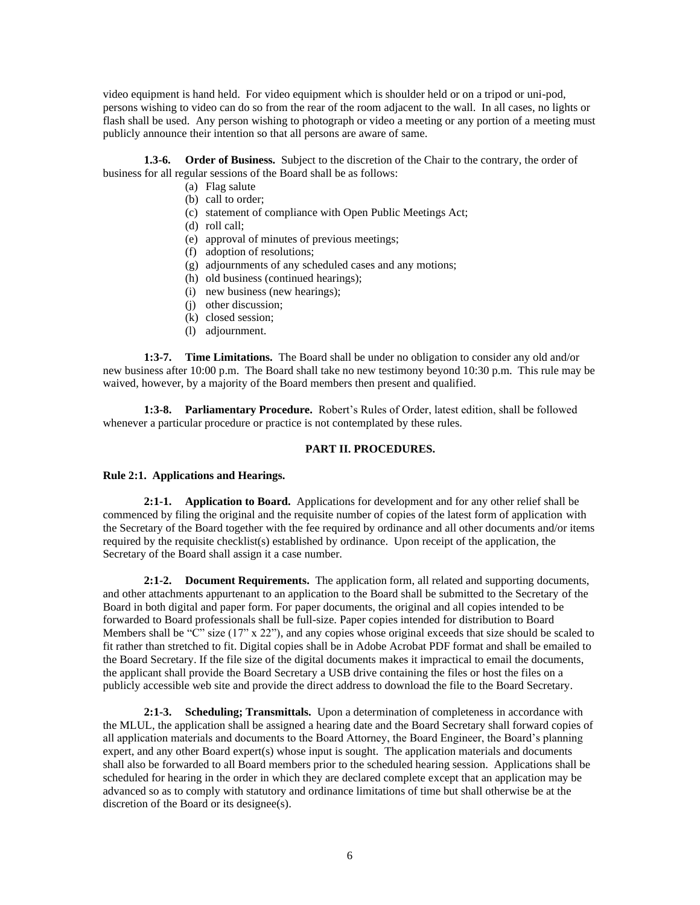video equipment is hand held. For video equipment which is shoulder held or on a tripod or uni-pod, persons wishing to video can do so from the rear of the room adjacent to the wall. In all cases, no lights or flash shall be used. Any person wishing to photograph or video a meeting or any portion of a meeting must publicly announce their intention so that all persons are aware of same.

**1.3-6. Order of Business.** Subject to the discretion of the Chair to the contrary, the order of business for all regular sessions of the Board shall be as follows:

(a) Flag salute
(b) call to order;
(c) statement of compliance with Open Public Meetings Act;
(d) roll call;
(e) approval of minutes of previous meetings;
(f) adoption of resolutions;
(g) adjournments of any scheduled cases and any motions;
(h) old business (continued hearings);
(i) new business (new hearings);
(j) other discussion;
(k) closed session;
(l) adjournment.

**1:3-7. Time Limitations.** The Board shall be under no obligation to consider any old and/or new business after 10:00 p.m. The Board shall take no new testimony beyond 10:30 p.m. This rule may be waived, however, by a majority of the Board members then present and qualified.

**1:3-8. Parliamentary Procedure.** Robert's Rules of Order, latest edition, shall be followed whenever a particular procedure or practice is not contemplated by these rules.

## PART II. PROCEDURES.

### Rule 2:1. Applications and Hearings.

**2:1-1. Application to Board.** Applications for development and for any other relief shall be commenced by filing the original and the requisite number of copies of the latest form of application with the Secretary of the Board together with the fee required by ordinance and all other documents and/or items required by the requisite checklist(s) established by ordinance. Upon receipt of the application, the Secretary of the Board shall assign it a case number.

**2:1-2. Document Requirements.** The application form, all related and supporting documents, and other attachments appurtenant to an application to the Board shall be submitted to the Secretary of the Board in both digital and paper form. For paper documents, the original and all copies intended to be forwarded to Board professionals shall be full-size. Paper copies intended for distribution to Board Members shall be "C" size (17" x 22"), and any copies whose original exceeds that size should be scaled to fit rather than stretched to fit. Digital copies shall be in Adobe Acrobat PDF format and shall be emailed to the Board Secretary. If the file size of the digital documents makes it impractical to email the documents, the applicant shall provide the Board Secretary a USB drive containing the files or host the files on a publicly accessible web site and provide the direct address to download the file to the Board Secretary.

**2:1-3. Scheduling; Transmittals.** Upon a determination of completeness in accordance with the MLUL, the application shall be assigned a hearing date and the Board Secretary shall forward copies of all application materials and documents to the Board Attorney, the Board Engineer, the Board's planning expert, and any other Board expert(s) whose input is sought. The application materials and documents shall also be forwarded to all Board members prior to the scheduled hearing session. Applications shall be scheduled for hearing in the order in which they are declared complete except that an application may be advanced so as to comply with statutory and ordinance limitations of time but shall otherwise be at the discretion of the Board or its designee(s).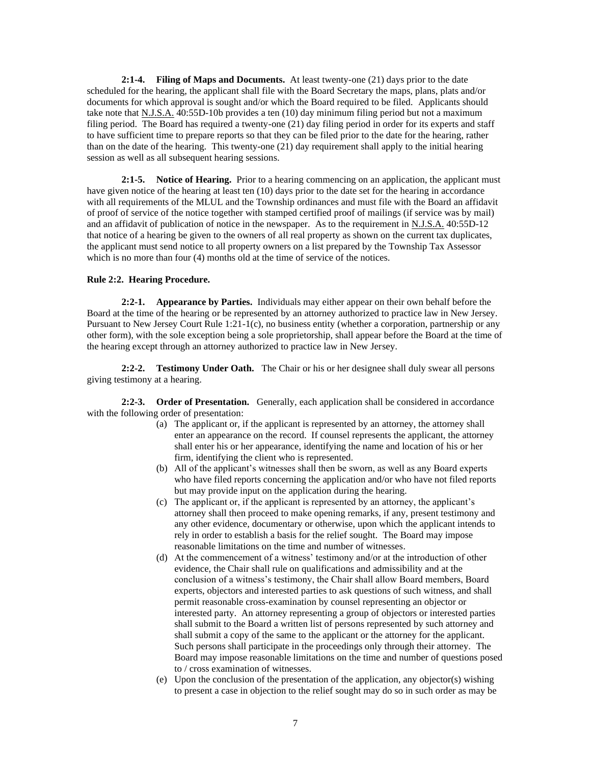**2:1-4. Filing of Maps and Documents.** At least twenty-one (21) days prior to the date scheduled for the hearing, the applicant shall file with the Board Secretary the maps, plans, plats and/or documents for which approval is sought and/or which the Board required to be filed. Applicants should take note that N.J.S.A. 40:55D-10b provides a ten (10) day minimum filing period but not a maximum filing period. The Board has required a twenty-one (21) day filing period in order for its experts and staff to have sufficient time to prepare reports so that they can be filed prior to the date for the hearing, rather than on the date of the hearing. This twenty-one (21) day requirement shall apply to the initial hearing session as well as all subsequent hearing sessions.

**2:1-5. Notice of Hearing.** Prior to a hearing commencing on an application, the applicant must have given notice of the hearing at least ten (10) days prior to the date set for the hearing in accordance with all requirements of the MLUL and the Township ordinances and must file with the Board an affidavit of proof of service of the notice together with stamped certified proof of mailings (if service was by mail) and an affidavit of publication of notice in the newspaper. As to the requirement in N.J.S.A. 40:55D-12 that notice of a hearing be given to the owners of all real property as shown on the current tax duplicates, the applicant must send notice to all property owners on a list prepared by the Township Tax Assessor which is no more than four (4) months old at the time of service of the notices.

**Rule 2:2. Hearing Procedure.**

**2:2-1. Appearance by Parties.** Individuals may either appear on their own behalf before the Board at the time of the hearing or be represented by an attorney authorized to practice law in New Jersey. Pursuant to New Jersey Court Rule 1:21-1(c), no business entity (whether a corporation, partnership or any other form), with the sole exception being a sole proprietorship, shall appear before the Board at the time of the hearing except through an attorney authorized to practice law in New Jersey.

**2:2-2. Testimony Under Oath.** The Chair or his or her designee shall duly swear all persons giving testimony at a hearing.

**2:2-3. Order of Presentation.** Generally, each application shall be considered in accordance with the following order of presentation:

(a) The applicant or, if the applicant is represented by an attorney, the attorney shall enter an appearance on the record. If counsel represents the applicant, the attorney shall enter his or her appearance, identifying the name and location of his or her firm, identifying the client who is represented.

(b) All of the applicant's witnesses shall then be sworn, as well as any Board experts who have filed reports concerning the application and/or who have not filed reports but may provide input on the application during the hearing.

(c) The applicant or, if the applicant is represented by an attorney, the applicant's attorney shall then proceed to make opening remarks, if any, present testimony and any other evidence, documentary or otherwise, upon which the applicant intends to rely in order to establish a basis for the relief sought. The Board may impose reasonable limitations on the time and number of witnesses.

(d) At the commencement of a witness' testimony and/or at the introduction of other evidence, the Chair shall rule on qualifications and admissibility and at the conclusion of a witness's testimony, the Chair shall allow Board members, Board experts, objectors and interested parties to ask questions of such witness, and shall permit reasonable cross-examination by counsel representing an objector or interested party. An attorney representing a group of objectors or interested parties shall submit to the Board a written list of persons represented by such attorney and shall submit a copy of the same to the applicant or the attorney for the applicant. Such persons shall participate in the proceedings only through their attorney. The Board may impose reasonable limitations on the time and number of questions posed to / cross examination of witnesses.

(e) Upon the conclusion of the presentation of the application, any objector(s) wishing to present a case in objection to the relief sought may do so in such order as may be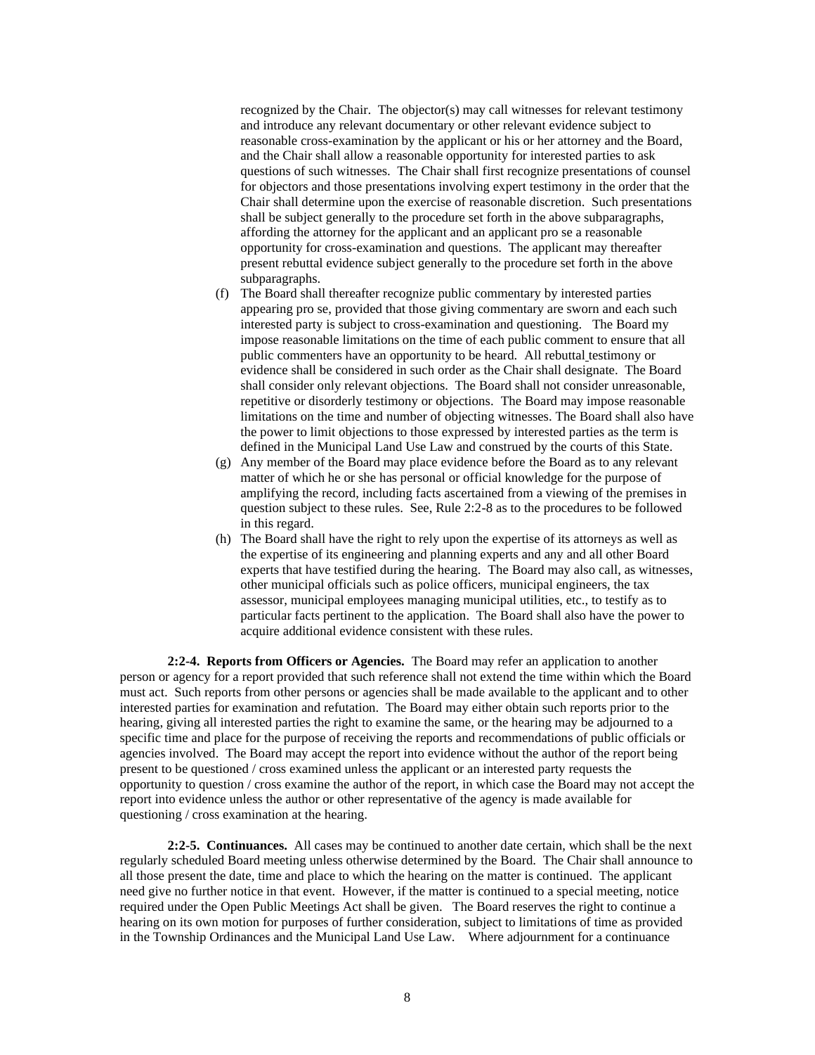recognized by the Chair. The objector(s) may call witnesses for relevant testimony and introduce any relevant documentary or other relevant evidence subject to reasonable cross-examination by the applicant or his or her attorney and the Board, and the Chair shall allow a reasonable opportunity for interested parties to ask questions of such witnesses. The Chair shall first recognize presentations of counsel for objectors and those presentations involving expert testimony in the order that the Chair shall determine upon the exercise of reasonable discretion. Such presentations shall be subject generally to the procedure set forth in the above subparagraphs, affording the attorney for the applicant and an applicant pro se a reasonable opportunity for cross-examination and questions. The applicant may thereafter present rebuttal evidence subject generally to the procedure set forth in the above subparagraphs.

(f) The Board shall thereafter recognize public commentary by interested parties appearing pro se, provided that those giving commentary are sworn and each such interested party is subject to cross-examination and questioning. The Board my impose reasonable limitations on the time of each public comment to ensure that all public commenters have an opportunity to be heard. All rebuttal testimony or evidence shall be considered in such order as the Chair shall designate. The Board shall consider only relevant objections. The Board shall not consider unreasonable, repetitive or disorderly testimony or objections. The Board may impose reasonable limitations on the time and number of objecting witnesses. The Board shall also have the power to limit objections to those expressed by interested parties as the term is defined in the Municipal Land Use Law and construed by the courts of this State.

(g) Any member of the Board may place evidence before the Board as to any relevant matter of which he or she has personal or official knowledge for the purpose of amplifying the record, including facts ascertained from a viewing of the premises in question subject to these rules. See, Rule 2:2-8 as to the procedures to be followed in this regard.

(h) The Board shall have the right to rely upon the expertise of its attorneys as well as the expertise of its engineering and planning experts and any and all other Board experts that have testified during the hearing. The Board may also call, as witnesses, other municipal officials such as police officers, municipal engineers, the tax assessor, municipal employees managing municipal utilities, etc., to testify as to particular facts pertinent to the application. The Board shall also have the power to acquire additional evidence consistent with these rules.

**2:2-4. Reports from Officers or Agencies.** The Board may refer an application to another person or agency for a report provided that such reference shall not extend the time within which the Board must act. Such reports from other persons or agencies shall be made available to the applicant and to other interested parties for examination and refutation. The Board may either obtain such reports prior to the hearing, giving all interested parties the right to examine the same, or the hearing may be adjourned to a specific time and place for the purpose of receiving the reports and recommendations of public officials or agencies involved. The Board may accept the report into evidence without the author of the report being present to be questioned / cross examined unless the applicant or an interested party requests the opportunity to question / cross examine the author of the report, in which case the Board may not accept the report into evidence unless the author or other representative of the agency is made available for questioning / cross examination at the hearing.

**2:2-5. Continuances.** All cases may be continued to another date certain, which shall be the next regularly scheduled Board meeting unless otherwise determined by the Board. The Chair shall announce to all those present the date, time and place to which the hearing on the matter is continued. The applicant need give no further notice in that event. However, if the matter is continued to a special meeting, notice required under the Open Public Meetings Act shall be given. The Board reserves the right to continue a hearing on its own motion for purposes of further consideration, subject to limitations of time as provided in the Township Ordinances and the Municipal Land Use Law. Where adjournment for a continuance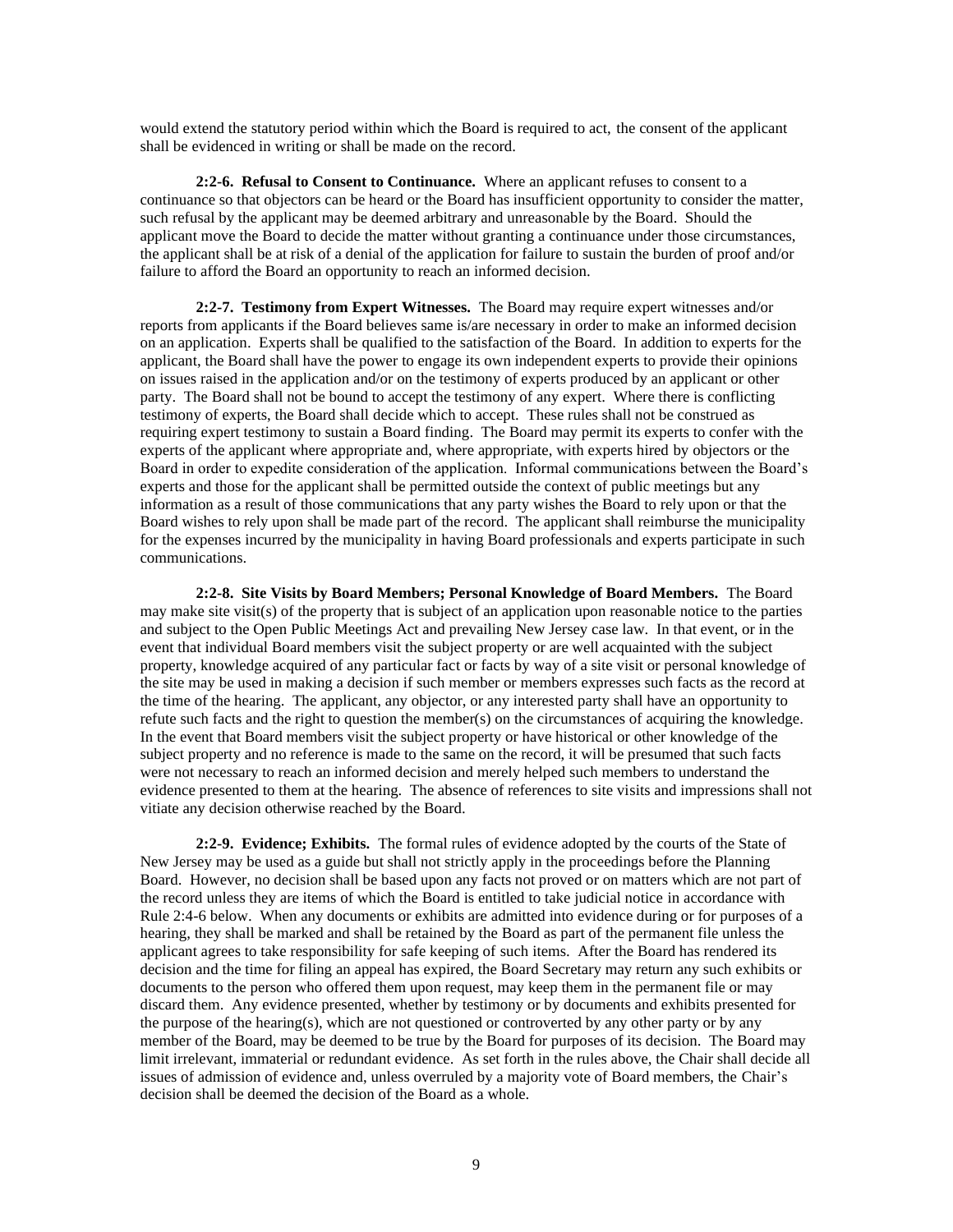would extend the statutory period within which the Board is required to act, the consent of the applicant shall be evidenced in writing or shall be made on the record.

**2:2-6. Refusal to Consent to Continuance.** Where an applicant refuses to consent to a continuance so that objectors can be heard or the Board has insufficient opportunity to consider the matter, such refusal by the applicant may be deemed arbitrary and unreasonable by the Board. Should the applicant move the Board to decide the matter without granting a continuance under those circumstances, the applicant shall be at risk of a denial of the application for failure to sustain the burden of proof and/or failure to afford the Board an opportunity to reach an informed decision.

**2:2-7. Testimony from Expert Witnesses.** The Board may require expert witnesses and/or reports from applicants if the Board believes same is/are necessary in order to make an informed decision on an application. Experts shall be qualified to the satisfaction of the Board. In addition to experts for the applicant, the Board shall have the power to engage its own independent experts to provide their opinions on issues raised in the application and/or on the testimony of experts produced by an applicant or other party. The Board shall not be bound to accept the testimony of any expert. Where there is conflicting testimony of experts, the Board shall decide which to accept. These rules shall not be construed as requiring expert testimony to sustain a Board finding. The Board may permit its experts to confer with the experts of the applicant where appropriate and, where appropriate, with experts hired by objectors or the Board in order to expedite consideration of the application. Informal communications between the Board's experts and those for the applicant shall be permitted outside the context of public meetings but any information as a result of those communications that any party wishes the Board to rely upon or that the Board wishes to rely upon shall be made part of the record. The applicant shall reimburse the municipality for the expenses incurred by the municipality in having Board professionals and experts participate in such communications.

**2:2-8. Site Visits by Board Members; Personal Knowledge of Board Members.** The Board may make site visit(s) of the property that is subject of an application upon reasonable notice to the parties and subject to the Open Public Meetings Act and prevailing New Jersey case law. In that event, or in the event that individual Board members visit the subject property or are well acquainted with the subject property, knowledge acquired of any particular fact or facts by way of a site visit or personal knowledge of the site may be used in making a decision if such member or members expresses such facts as the record at the time of the hearing. The applicant, any objector, or any interested party shall have an opportunity to refute such facts and the right to question the member(s) on the circumstances of acquiring the knowledge. In the event that Board members visit the subject property or have historical or other knowledge of the subject property and no reference is made to the same on the record, it will be presumed that such facts were not necessary to reach an informed decision and merely helped such members to understand the evidence presented to them at the hearing. The absence of references to site visits and impressions shall not vitiate any decision otherwise reached by the Board.

**2:2-9. Evidence; Exhibits.** The formal rules of evidence adopted by the courts of the State of New Jersey may be used as a guide but shall not strictly apply in the proceedings before the Planning Board. However, no decision shall be based upon any facts not proved or on matters which are not part of the record unless they are items of which the Board is entitled to take judicial notice in accordance with Rule 2:4-6 below. When any documents or exhibits are admitted into evidence during or for purposes of a hearing, they shall be marked and shall be retained by the Board as part of the permanent file unless the applicant agrees to take responsibility for safe keeping of such items. After the Board has rendered its decision and the time for filing an appeal has expired, the Board Secretary may return any such exhibits or documents to the person who offered them upon request, may keep them in the permanent file or may discard them. Any evidence presented, whether by testimony or by documents and exhibits presented for the purpose of the hearing(s), which are not questioned or controverted by any other party or by any member of the Board, may be deemed to be true by the Board for purposes of its decision. The Board may limit irrelevant, immaterial or redundant evidence. As set forth in the rules above, the Chair shall decide all issues of admission of evidence and, unless overruled by a majority vote of Board members, the Chair's decision shall be deemed the decision of the Board as a whole.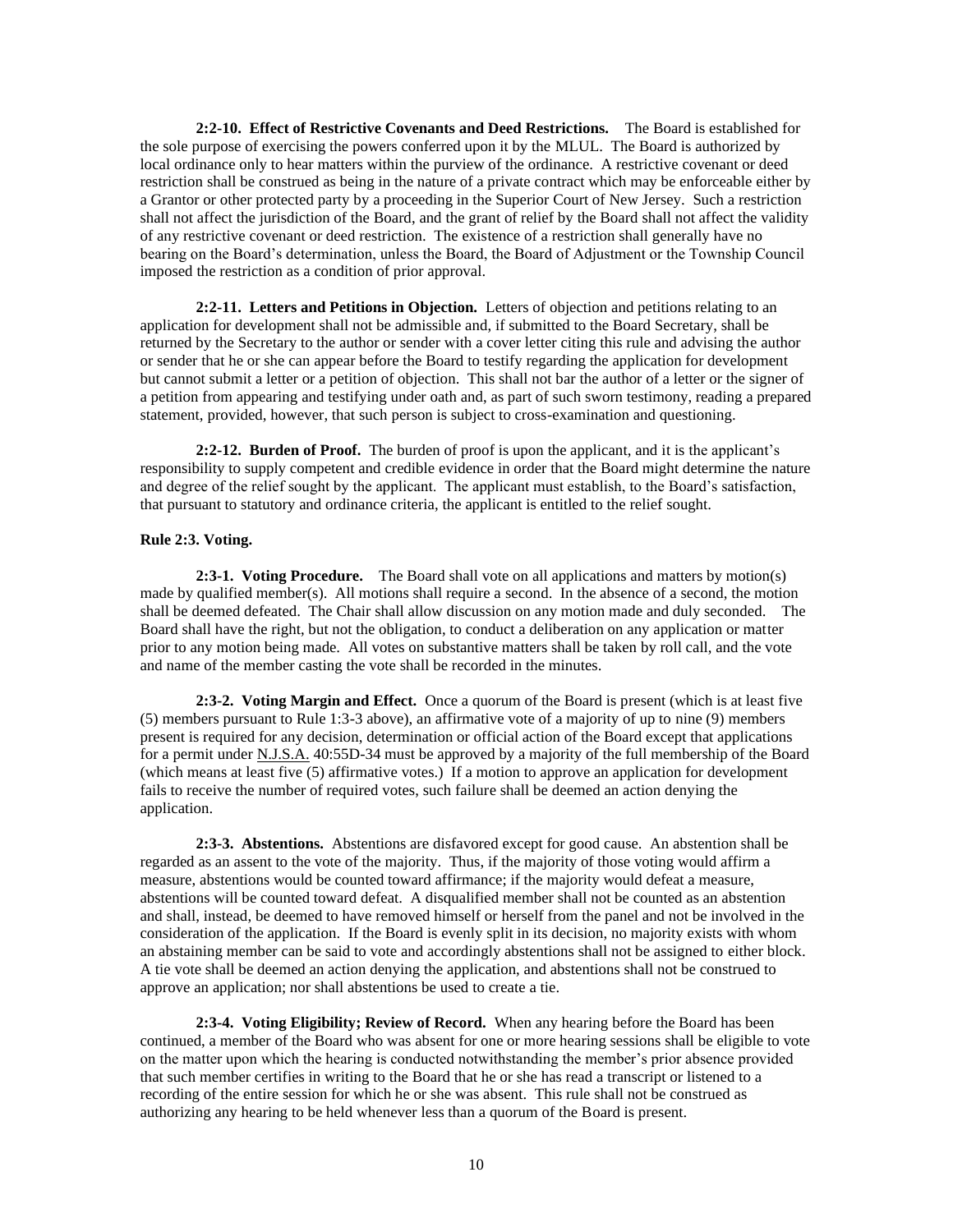**2:2-10. Effect of Restrictive Covenants and Deed Restrictions.** The Board is established for the sole purpose of exercising the powers conferred upon it by the MLUL. The Board is authorized by local ordinance only to hear matters within the purview of the ordinance. A restrictive covenant or deed restriction shall be construed as being in the nature of a private contract which may be enforceable either by a Grantor or other protected party by a proceeding in the Superior Court of New Jersey. Such a restriction shall not affect the jurisdiction of the Board, and the grant of relief by the Board shall not affect the validity of any restrictive covenant or deed restriction. The existence of a restriction shall generally have no bearing on the Board's determination, unless the Board, the Board of Adjustment or the Township Council imposed the restriction as a condition of prior approval.

**2:2-11. Letters and Petitions in Objection.** Letters of objection and petitions relating to an application for development shall not be admissible and, if submitted to the Board Secretary, shall be returned by the Secretary to the author or sender with a cover letter citing this rule and advising the author or sender that he or she can appear before the Board to testify regarding the application for development but cannot submit a letter or a petition of objection. This shall not bar the author of a letter or the signer of a petition from appearing and testifying under oath and, as part of such sworn testimony, reading a prepared statement, provided, however, that such person is subject to cross-examination and questioning.

**2:2-12. Burden of Proof.** The burden of proof is upon the applicant, and it is the applicant's responsibility to supply competent and credible evidence in order that the Board might determine the nature and degree of the relief sought by the applicant. The applicant must establish, to the Board's satisfaction, that pursuant to statutory and ordinance criteria, the applicant is entitled to the relief sought.

**Rule 2:3. Voting.**

**2:3-1. Voting Procedure.** The Board shall vote on all applications and matters by motion(s) made by qualified member(s). All motions shall require a second. In the absence of a second, the motion shall be deemed defeated. The Chair shall allow discussion on any motion made and duly seconded. The Board shall have the right, but not the obligation, to conduct a deliberation on any application or matter prior to any motion being made. All votes on substantive matters shall be taken by roll call, and the vote and name of the member casting the vote shall be recorded in the minutes.

**2:3-2. Voting Margin and Effect.** Once a quorum of the Board is present (which is at least five (5) members pursuant to Rule 1:3-3 above), an affirmative vote of a majority of up to nine (9) members present is required for any decision, determination or official action of the Board except that applications for a permit under N.J.S.A. 40:55D-34 must be approved by a majority of the full membership of the Board (which means at least five (5) affirmative votes.) If a motion to approve an application for development fails to receive the number of required votes, such failure shall be deemed an action denying the application.

**2:3-3. Abstentions.** Abstentions are disfavored except for good cause. An abstention shall be regarded as an assent to the vote of the majority. Thus, if the majority of those voting would affirm a measure, abstentions would be counted toward affirmance; if the majority would defeat a measure, abstentions will be counted toward defeat. A disqualified member shall not be counted as an abstention and shall, instead, be deemed to have removed himself or herself from the panel and not be involved in the consideration of the application. If the Board is evenly split in its decision, no majority exists with whom an abstaining member can be said to vote and accordingly abstentions shall not be assigned to either block. A tie vote shall be deemed an action denying the application, and abstentions shall not be construed to approve an application; nor shall abstentions be used to create a tie.

**2:3-4. Voting Eligibility; Review of Record.** When any hearing before the Board has been continued, a member of the Board who was absent for one or more hearing sessions shall be eligible to vote on the matter upon which the hearing is conducted notwithstanding the member's prior absence provided that such member certifies in writing to the Board that he or she has read a transcript or listened to a recording of the entire session for which he or she was absent. This rule shall not be construed as authorizing any hearing to be held whenever less than a quorum of the Board is present.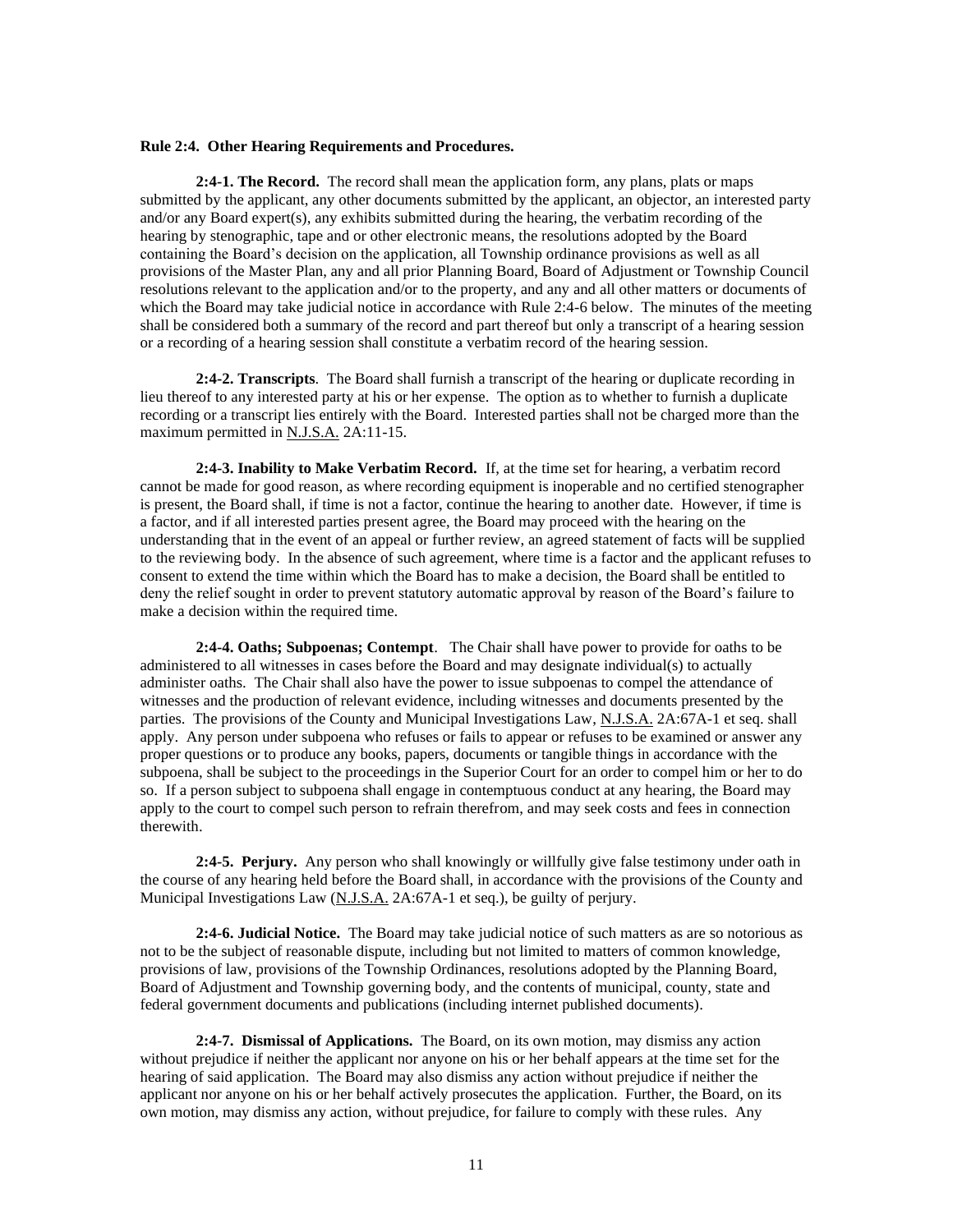**Rule 2:4. Other Hearing Requirements and Procedures.**

**2:4-1. The Record.** The record shall mean the application form, any plans, plats or maps submitted by the applicant, any other documents submitted by the applicant, an objector, an interested party and/or any Board expert(s), any exhibits submitted during the hearing, the verbatim recording of the hearing by stenographic, tape and or other electronic means, the resolutions adopted by the Board containing the Board's decision on the application, all Township ordinance provisions as well as all provisions of the Master Plan, any and all prior Planning Board, Board of Adjustment or Township Council resolutions relevant to the application and/or to the property, and any and all other matters or documents of which the Board may take judicial notice in accordance with Rule 2:4-6 below. The minutes of the meeting shall be considered both a summary of the record and part thereof but only a transcript of a hearing session or a recording of a hearing session shall constitute a verbatim record of the hearing session.

**2:4-2. Transcripts**. The Board shall furnish a transcript of the hearing or duplicate recording in lieu thereof to any interested party at his or her expense. The option as to whether to furnish a duplicate recording or a transcript lies entirely with the Board. Interested parties shall not be charged more than the maximum permitted in N.J.S.A. 2A:11-15.

**2:4-3. Inability to Make Verbatim Record.** If, at the time set for hearing, a verbatim record cannot be made for good reason, as where recording equipment is inoperable and no certified stenographer is present, the Board shall, if time is not a factor, continue the hearing to another date. However, if time is a factor, and if all interested parties present agree, the Board may proceed with the hearing on the understanding that in the event of an appeal or further review, an agreed statement of facts will be supplied to the reviewing body. In the absence of such agreement, where time is a factor and the applicant refuses to consent to extend the time within which the Board has to make a decision, the Board shall be entitled to deny the relief sought in order to prevent statutory automatic approval by reason of the Board's failure to make a decision within the required time.

**2:4-4. Oaths; Subpoenas; Contempt**. The Chair shall have power to provide for oaths to be administered to all witnesses in cases before the Board and may designate individual(s) to actually administer oaths. The Chair shall also have the power to issue subpoenas to compel the attendance of witnesses and the production of relevant evidence, including witnesses and documents presented by the parties. The provisions of the County and Municipal Investigations Law, N.J.S.A. 2A:67A-1 et seq. shall apply. Any person under subpoena who refuses or fails to appear or refuses to be examined or answer any proper questions or to produce any books, papers, documents or tangible things in accordance with the subpoena, shall be subject to the proceedings in the Superior Court for an order to compel him or her to do so. If a person subject to subpoena shall engage in contemptuous conduct at any hearing, the Board may apply to the court to compel such person to refrain therefrom, and may seek costs and fees in connection therewith.

**2:4-5. Perjury.** Any person who shall knowingly or willfully give false testimony under oath in the course of any hearing held before the Board shall, in accordance with the provisions of the County and Municipal Investigations Law (N.J.S.A. 2A:67A-1 et seq.), be guilty of perjury.

**2:4-6. Judicial Notice.** The Board may take judicial notice of such matters as are so notorious as not to be the subject of reasonable dispute, including but not limited to matters of common knowledge, provisions of law, provisions of the Township Ordinances, resolutions adopted by the Planning Board, Board of Adjustment and Township governing body, and the contents of municipal, county, state and federal government documents and publications (including internet published documents).

**2:4-7. Dismissal of Applications.** The Board, on its own motion, may dismiss any action without prejudice if neither the applicant nor anyone on his or her behalf appears at the time set for the hearing of said application. The Board may also dismiss any action without prejudice if neither the applicant nor anyone on his or her behalf actively prosecutes the application. Further, the Board, on its own motion, may dismiss any action, without prejudice, for failure to comply with these rules. Any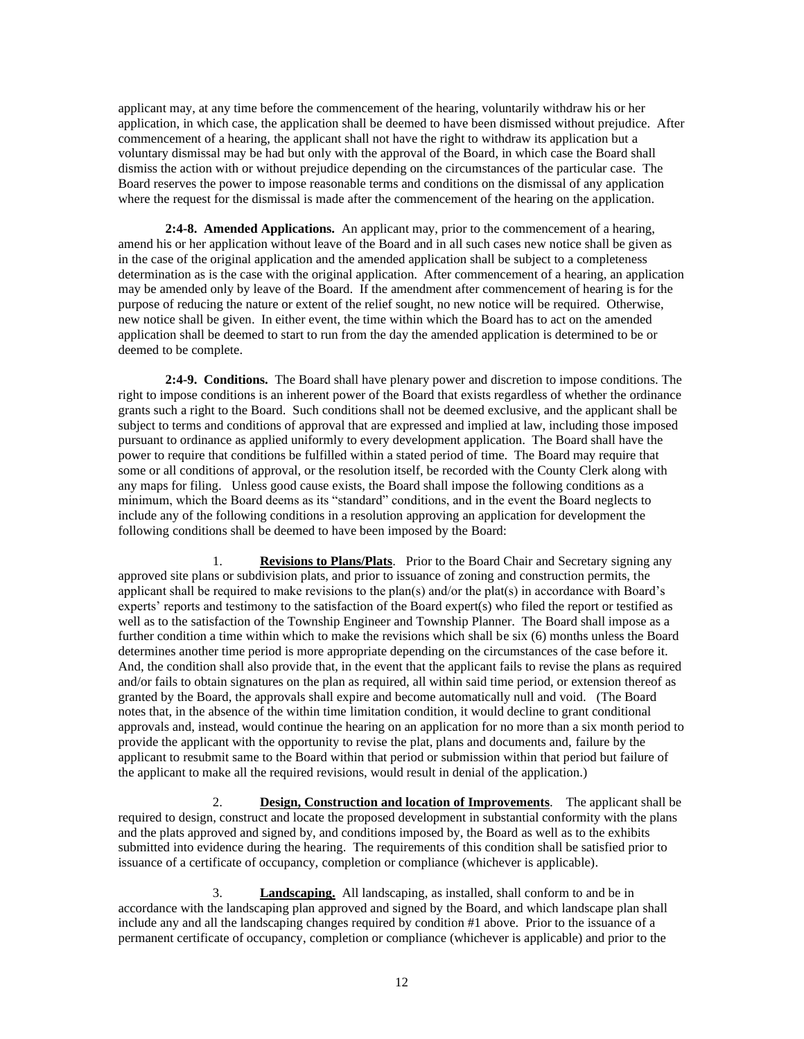applicant may, at any time before the commencement of the hearing, voluntarily withdraw his or her application, in which case, the application shall be deemed to have been dismissed without prejudice. After commencement of a hearing, the applicant shall not have the right to withdraw its application but a voluntary dismissal may be had but only with the approval of the Board, in which case the Board shall dismiss the action with or without prejudice depending on the circumstances of the particular case. The Board reserves the power to impose reasonable terms and conditions on the dismissal of any application where the request for the dismissal is made after the commencement of the hearing on the application.

**2:4-8. Amended Applications.** An applicant may, prior to the commencement of a hearing, amend his or her application without leave of the Board and in all such cases new notice shall be given as in the case of the original application and the amended application shall be subject to a completeness determination as is the case with the original application. After commencement of a hearing, an application may be amended only by leave of the Board. If the amendment after commencement of hearing is for the purpose of reducing the nature or extent of the relief sought, no new notice will be required. Otherwise, new notice shall be given. In either event, the time within which the Board has to act on the amended application shall be deemed to start to run from the day the amended application is determined to be or deemed to be complete.

**2:4-9. Conditions.** The Board shall have plenary power and discretion to impose conditions. The right to impose conditions is an inherent power of the Board that exists regardless of whether the ordinance grants such a right to the Board. Such conditions shall not be deemed exclusive, and the applicant shall be subject to terms and conditions of approval that are expressed and implied at law, including those imposed pursuant to ordinance as applied uniformly to every development application. The Board shall have the power to require that conditions be fulfilled within a stated period of time. The Board may require that some or all conditions of approval, or the resolution itself, be recorded with the County Clerk along with any maps for filing. Unless good cause exists, the Board shall impose the following conditions as a minimum, which the Board deems as its "standard" conditions, and in the event the Board neglects to include any of the following conditions in a resolution approving an application for development the following conditions shall be deemed to have been imposed by the Board:

1. **Revisions to Plans/Plats**. Prior to the Board Chair and Secretary signing any approved site plans or subdivision plats, and prior to issuance of zoning and construction permits, the applicant shall be required to make revisions to the plan(s) and/or the plat(s) in accordance with Board's experts' reports and testimony to the satisfaction of the Board expert(s) who filed the report or testified as well as to the satisfaction of the Township Engineer and Township Planner. The Board shall impose as a further condition a time within which to make the revisions which shall be six (6) months unless the Board determines another time period is more appropriate depending on the circumstances of the case before it. And, the condition shall also provide that, in the event that the applicant fails to revise the plans as required and/or fails to obtain signatures on the plan as required, all within said time period, or extension thereof as granted by the Board, the approvals shall expire and become automatically null and void. (The Board notes that, in the absence of the within time limitation condition, it would decline to grant conditional approvals and, instead, would continue the hearing on an application for no more than a six month period to provide the applicant with the opportunity to revise the plat, plans and documents and, failure by the applicant to resubmit same to the Board within that period or submission within that period but failure of the applicant to make all the required revisions, would result in denial of the application.)

2. **Design, Construction and location of Improvements**. The applicant shall be required to design, construct and locate the proposed development in substantial conformity with the plans and the plats approved and signed by, and conditions imposed by, the Board as well as to the exhibits submitted into evidence during the hearing. The requirements of this condition shall be satisfied prior to issuance of a certificate of occupancy, completion or compliance (whichever is applicable).

3. **Landscaping.** All landscaping, as installed, shall conform to and be in accordance with the landscaping plan approved and signed by the Board, and which landscape plan shall include any and all the landscaping changes required by condition #1 above. Prior to the issuance of a permanent certificate of occupancy, completion or compliance (whichever is applicable) and prior to the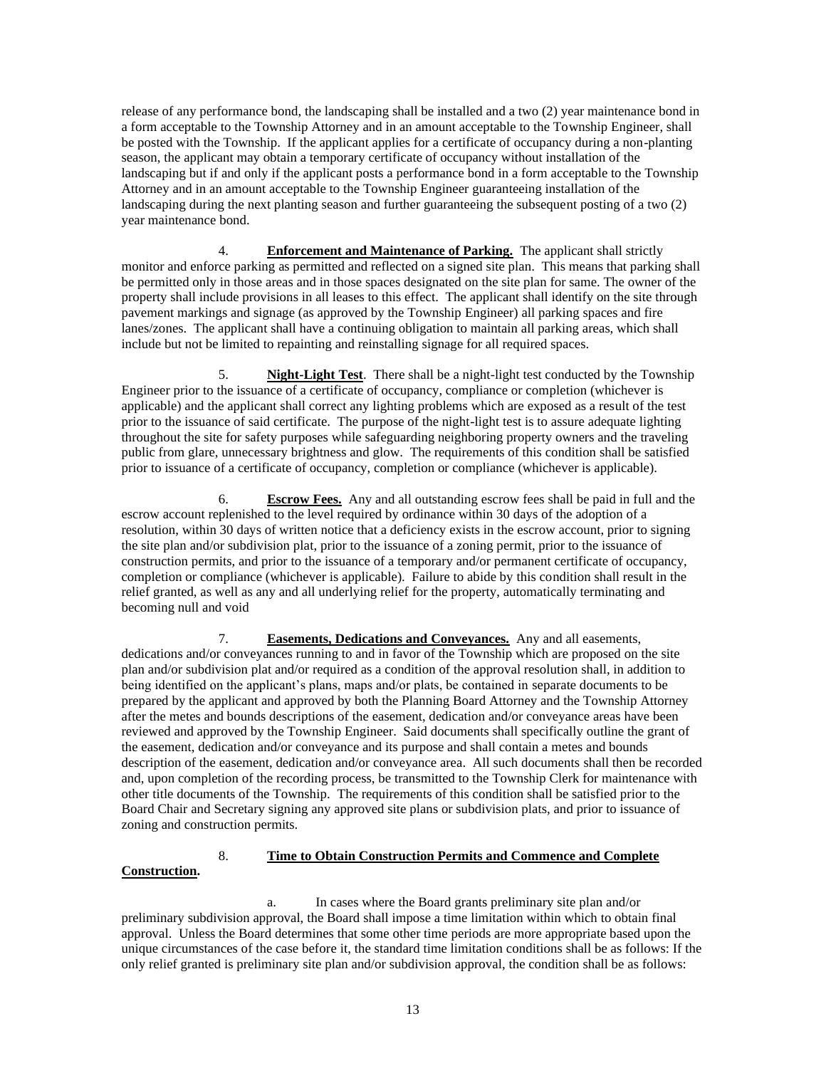release of any performance bond, the landscaping shall be installed and a two (2) year maintenance bond in a form acceptable to the Township Attorney and in an amount acceptable to the Township Engineer, shall be posted with the Township. If the applicant applies for a certificate of occupancy during a non-planting season, the applicant may obtain a temporary certificate of occupancy without installation of the landscaping but if and only if the applicant posts a performance bond in a form acceptable to the Township Attorney and in an amount acceptable to the Township Engineer guaranteeing installation of the landscaping during the next planting season and further guaranteeing the subsequent posting of a two (2) year maintenance bond.

4. **Enforcement and Maintenance of Parking.** The applicant shall strictly monitor and enforce parking as permitted and reflected on a signed site plan. This means that parking shall be permitted only in those areas and in those spaces designated on the site plan for same. The owner of the property shall include provisions in all leases to this effect. The applicant shall identify on the site through pavement markings and signage (as approved by the Township Engineer) all parking spaces and fire lanes/zones. The applicant shall have a continuing obligation to maintain all parking areas, which shall include but not be limited to repainting and reinstalling signage for all required spaces.

5. **Night-Light Test**. There shall be a night-light test conducted by the Township Engineer prior to the issuance of a certificate of occupancy, compliance or completion (whichever is applicable) and the applicant shall correct any lighting problems which are exposed as a result of the test prior to the issuance of said certificate. The purpose of the night-light test is to assure adequate lighting throughout the site for safety purposes while safeguarding neighboring property owners and the traveling public from glare, unnecessary brightness and glow. The requirements of this condition shall be satisfied prior to issuance of a certificate of occupancy, completion or compliance (whichever is applicable).

6. **Escrow Fees.** Any and all outstanding escrow fees shall be paid in full and the escrow account replenished to the level required by ordinance within 30 days of the adoption of a resolution, within 30 days of written notice that a deficiency exists in the escrow account, prior to signing the site plan and/or subdivision plat, prior to the issuance of a zoning permit, prior to the issuance of construction permits, and prior to the issuance of a temporary and/or permanent certificate of occupancy, completion or compliance (whichever is applicable). Failure to abide by this condition shall result in the relief granted, as well as any and all underlying relief for the property, automatically terminating and becoming null and void

7. **Easements, Dedications and Conveyances.** Any and all easements, dedications and/or conveyances running to and in favor of the Township which are proposed on the site plan and/or subdivision plat and/or required as a condition of the approval resolution shall, in addition to being identified on the applicant's plans, maps and/or plats, be contained in separate documents to be prepared by the applicant and approved by both the Planning Board Attorney and the Township Attorney after the metes and bounds descriptions of the easement, dedication and/or conveyance areas have been reviewed and approved by the Township Engineer. Said documents shall specifically outline the grant of the easement, dedication and/or conveyance and its purpose and shall contain a metes and bounds description of the easement, dedication and/or conveyance area. All such documents shall then be recorded and, upon completion of the recording process, be transmitted to the Township Clerk for maintenance with other title documents of the Township. The requirements of this condition shall be satisfied prior to the Board Chair and Secretary signing any approved site plans or subdivision plats, and prior to issuance of zoning and construction permits.

8. **Time to Obtain Construction Permits and Commence and Complete Construction.**

a. In cases where the Board grants preliminary site plan and/or preliminary subdivision approval, the Board shall impose a time limitation within which to obtain final approval. Unless the Board determines that some other time periods are more appropriate based upon the unique circumstances of the case before it, the standard time limitation conditions shall be as follows: If the only relief granted is preliminary site plan and/or subdivision approval, the condition shall be as follows: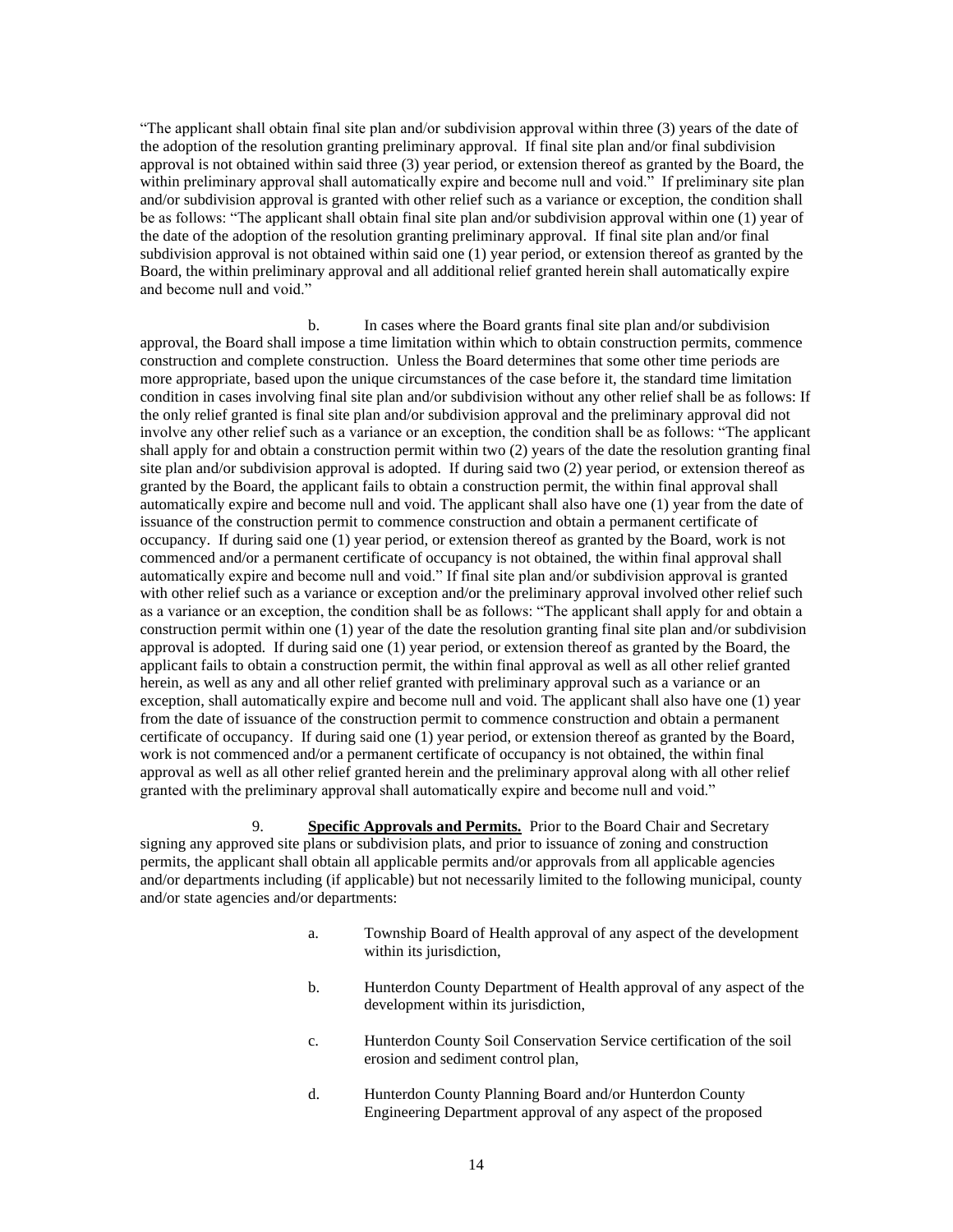"The applicant shall obtain final site plan and/or subdivision approval within three (3) years of the date of the adoption of the resolution granting preliminary approval. If final site plan and/or final subdivision approval is not obtained within said three (3) year period, or extension thereof as granted by the Board, the within preliminary approval shall automatically expire and become null and void." If preliminary site plan and/or subdivision approval is granted with other relief such as a variance or exception, the condition shall be as follows: "The applicant shall obtain final site plan and/or subdivision approval within one (1) year of the date of the adoption of the resolution granting preliminary approval. If final site plan and/or final subdivision approval is not obtained within said one (1) year period, or extension thereof as granted by the Board, the within preliminary approval and all additional relief granted herein shall automatically expire and become null and void."

b. In cases where the Board grants final site plan and/or subdivision approval, the Board shall impose a time limitation within which to obtain construction permits, commence construction and complete construction. Unless the Board determines that some other time periods are more appropriate, based upon the unique circumstances of the case before it, the standard time limitation condition in cases involving final site plan and/or subdivision without any other relief shall be as follows: If the only relief granted is final site plan and/or subdivision approval and the preliminary approval did not involve any other relief such as a variance or an exception, the condition shall be as follows: "The applicant shall apply for and obtain a construction permit within two (2) years of the date the resolution granting final site plan and/or subdivision approval is adopted. If during said two (2) year period, or extension thereof as granted by the Board, the applicant fails to obtain a construction permit, the within final approval shall automatically expire and become null and void. The applicant shall also have one (1) year from the date of issuance of the construction permit to commence construction and obtain a permanent certificate of occupancy. If during said one (1) year period, or extension thereof as granted by the Board, work is not commenced and/or a permanent certificate of occupancy is not obtained, the within final approval shall automatically expire and become null and void." If final site plan and/or subdivision approval is granted with other relief such as a variance or exception and/or the preliminary approval involved other relief such as a variance or an exception, the condition shall be as follows: "The applicant shall apply for and obtain a construction permit within one (1) year of the date the resolution granting final site plan and/or subdivision approval is adopted. If during said one (1) year period, or extension thereof as granted by the Board, the applicant fails to obtain a construction permit, the within final approval as well as all other relief granted herein, as well as any and all other relief granted with preliminary approval such as a variance or an exception, shall automatically expire and become null and void. The applicant shall also have one (1) year from the date of issuance of the construction permit to commence construction and obtain a permanent certificate of occupancy. If during said one (1) year period, or extension thereof as granted by the Board, work is not commenced and/or a permanent certificate of occupancy is not obtained, the within final approval as well as all other relief granted herein and the preliminary approval along with all other relief granted with the preliminary approval shall automatically expire and become null and void."

9. **Specific Approvals and Permits.** Prior to the Board Chair and Secretary signing any approved site plans or subdivision plats, and prior to issuance of zoning and construction permits, the applicant shall obtain all applicable permits and/or approvals from all applicable agencies and/or departments including (if applicable) but not necessarily limited to the following municipal, county and/or state agencies and/or departments:

a. Township Board of Health approval of any aspect of the development within its jurisdiction,

b. Hunterdon County Department of Health approval of any aspect of the development within its jurisdiction,

c. Hunterdon County Soil Conservation Service certification of the soil erosion and sediment control plan,

d. Hunterdon County Planning Board and/or Hunterdon County Engineering Department approval of any aspect of the proposed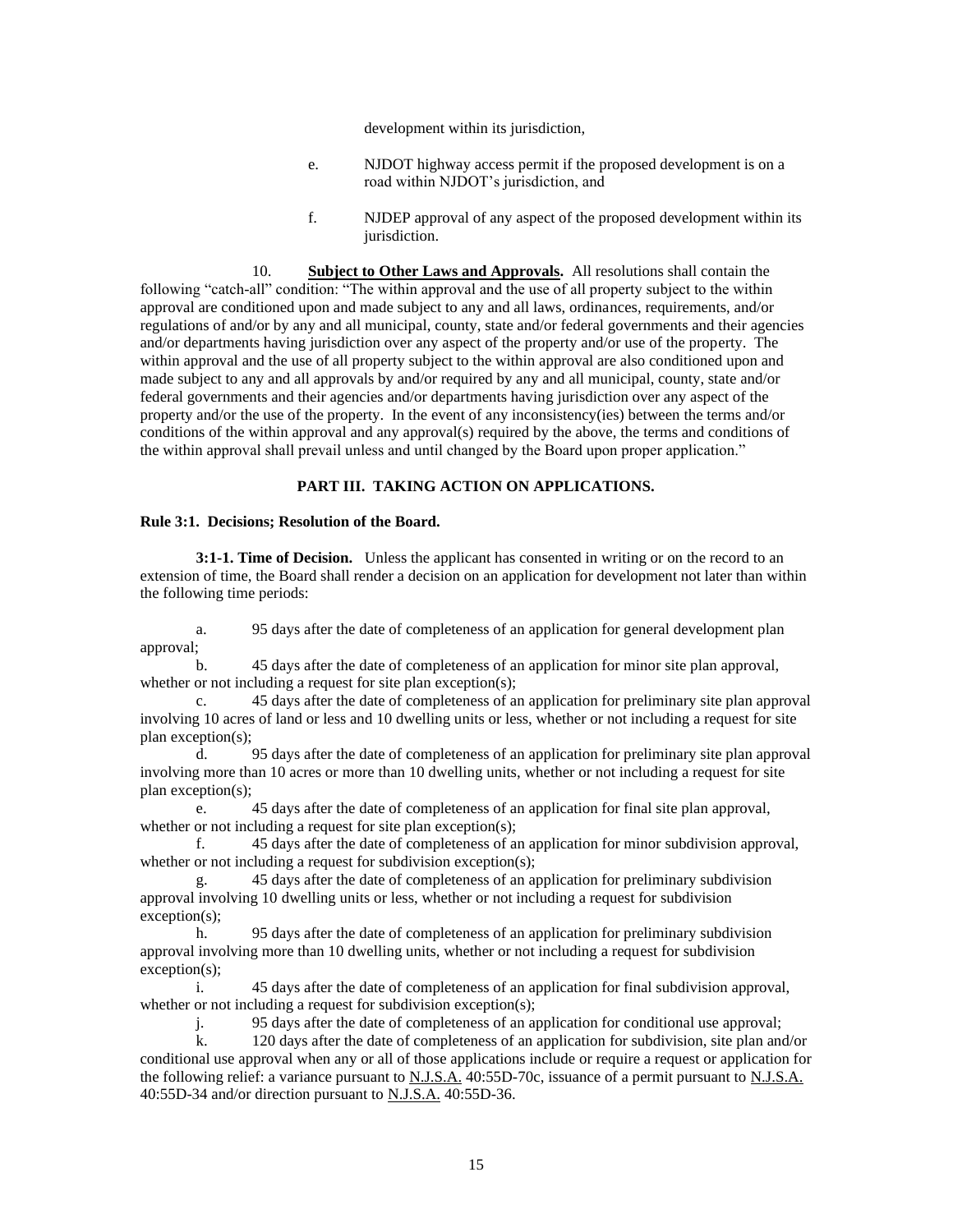development within its jurisdiction,

e. NJDOT highway access permit if the proposed development is on a road within NJDOT's jurisdiction, and

f. NJDEP approval of any aspect of the proposed development within its jurisdiction.

10. **Subject to Other Laws and Approvals.** All resolutions shall contain the following "catch-all" condition: "The within approval and the use of all property subject to the within approval are conditioned upon and made subject to any and all laws, ordinances, requirements, and/or regulations of and/or by any and all municipal, county, state and/or federal governments and their agencies and/or departments having jurisdiction over any aspect of the property and/or use of the property. The within approval and the use of all property subject to the within approval are also conditioned upon and made subject to any and all approvals by and/or required by any and all municipal, county, state and/or federal governments and their agencies and/or departments having jurisdiction over any aspect of the property and/or the use of the property. In the event of any inconsistency(ies) between the terms and/or conditions of the within approval and any approval(s) required by the above, the terms and conditions of the within approval shall prevail unless and until changed by the Board upon proper application."

## PART III. TAKING ACTION ON APPLICATIONS.

### Rule 3:1. Decisions; Resolution of the Board.

**3:1-1. Time of Decision.** Unless the applicant has consented in writing or on the record to an extension of time, the Board shall render a decision on an application for development not later than within the following time periods:

a. 95 days after the date of completeness of an application for general development plan approval;

b. 45 days after the date of completeness of an application for minor site plan approval, whether or not including a request for site plan exception(s);

c. 45 days after the date of completeness of an application for preliminary site plan approval involving 10 acres of land or less and 10 dwelling units or less, whether or not including a request for site plan exception(s);

d. 95 days after the date of completeness of an application for preliminary site plan approval involving more than 10 acres or more than 10 dwelling units, whether or not including a request for site plan exception(s);

e. 45 days after the date of completeness of an application for final site plan approval, whether or not including a request for site plan exception(s);

f. 45 days after the date of completeness of an application for minor subdivision approval, whether or not including a request for subdivision exception(s);

g. 45 days after the date of completeness of an application for preliminary subdivision approval involving 10 dwelling units or less, whether or not including a request for subdivision exception(s);

h. 95 days after the date of completeness of an application for preliminary subdivision approval involving more than 10 dwelling units, whether or not including a request for subdivision exception(s);

i. 45 days after the date of completeness of an application for final subdivision approval, whether or not including a request for subdivision exception(s);

j. 95 days after the date of completeness of an application for conditional use approval;

k. 120 days after the date of completeness of an application for subdivision, site plan and/or conditional use approval when any or all of those applications include or require a request or application for the following relief: a variance pursuant to N.J.S.A. 40:55D-70c, issuance of a permit pursuant to N.J.S.A. 40:55D-34 and/or direction pursuant to N.J.S.A. 40:55D-36.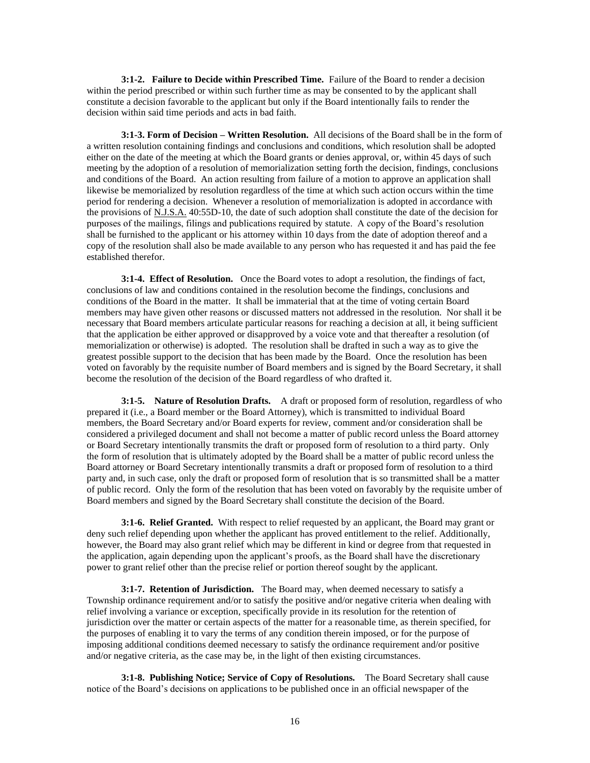**3:1-2. Failure to Decide within Prescribed Time.** Failure of the Board to render a decision within the period prescribed or within such further time as may be consented to by the applicant shall constitute a decision favorable to the applicant but only if the Board intentionally fails to render the decision within said time periods and acts in bad faith.

**3:1-3. Form of Decision – Written Resolution.** All decisions of the Board shall be in the form of a written resolution containing findings and conclusions and conditions, which resolution shall be adopted either on the date of the meeting at which the Board grants or denies approval, or, within 45 days of such meeting by the adoption of a resolution of memorialization setting forth the decision, findings, conclusions and conditions of the Board. An action resulting from failure of a motion to approve an application shall likewise be memorialized by resolution regardless of the time at which such action occurs within the time period for rendering a decision. Whenever a resolution of memorialization is adopted in accordance with the provisions of N.J.S.A. 40:55D-10, the date of such adoption shall constitute the date of the decision for purposes of the mailings, filings and publications required by statute. A copy of the Board's resolution shall be furnished to the applicant or his attorney within 10 days from the date of adoption thereof and a copy of the resolution shall also be made available to any person who has requested it and has paid the fee established therefor.

**3:1-4. Effect of Resolution.** Once the Board votes to adopt a resolution, the findings of fact, conclusions of law and conditions contained in the resolution become the findings, conclusions and conditions of the Board in the matter. It shall be immaterial that at the time of voting certain Board members may have given other reasons or discussed matters not addressed in the resolution. Nor shall it be necessary that Board members articulate particular reasons for reaching a decision at all, it being sufficient that the application be either approved or disapproved by a voice vote and that thereafter a resolution (of memorialization or otherwise) is adopted. The resolution shall be drafted in such a way as to give the greatest possible support to the decision that has been made by the Board. Once the resolution has been voted on favorably by the requisite number of Board members and is signed by the Board Secretary, it shall become the resolution of the decision of the Board regardless of who drafted it.

**3:1-5. Nature of Resolution Drafts.** A draft or proposed form of resolution, regardless of who prepared it (i.e., a Board member or the Board Attorney), which is transmitted to individual Board members, the Board Secretary and/or Board experts for review, comment and/or consideration shall be considered a privileged document and shall not become a matter of public record unless the Board attorney or Board Secretary intentionally transmits the draft or proposed form of resolution to a third party. Only the form of resolution that is ultimately adopted by the Board shall be a matter of public record unless the Board attorney or Board Secretary intentionally transmits a draft or proposed form of resolution to a third party and, in such case, only the draft or proposed form of resolution that is so transmitted shall be a matter of public record. Only the form of the resolution that has been voted on favorably by the requisite umber of Board members and signed by the Board Secretary shall constitute the decision of the Board.

**3:1-6. Relief Granted.** With respect to relief requested by an applicant, the Board may grant or deny such relief depending upon whether the applicant has proved entitlement to the relief. Additionally, however, the Board may also grant relief which may be different in kind or degree from that requested in the application, again depending upon the applicant's proofs, as the Board shall have the discretionary power to grant relief other than the precise relief or portion thereof sought by the applicant.

**3:1-7. Retention of Jurisdiction.** The Board may, when deemed necessary to satisfy a Township ordinance requirement and/or to satisfy the positive and/or negative criteria when dealing with relief involving a variance or exception, specifically provide in its resolution for the retention of jurisdiction over the matter or certain aspects of the matter for a reasonable time, as therein specified, for the purposes of enabling it to vary the terms of any condition therein imposed, or for the purpose of imposing additional conditions deemed necessary to satisfy the ordinance requirement and/or positive and/or negative criteria, as the case may be, in the light of then existing circumstances.

**3:1-8. Publishing Notice; Service of Copy of Resolutions.** The Board Secretary shall cause notice of the Board's decisions on applications to be published once in an official newspaper of the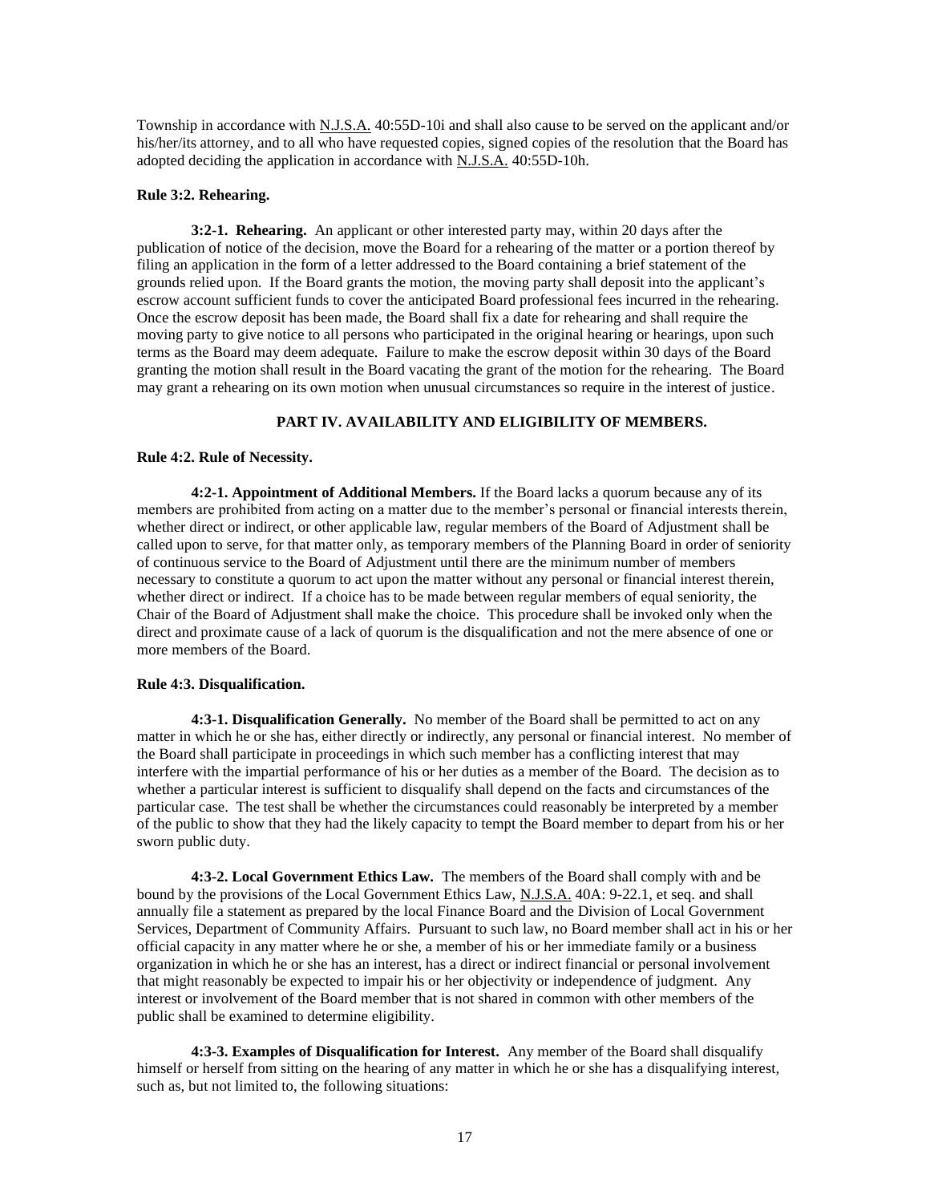Township in accordance with N.J.S.A. 40:55D-10i and shall also cause to be served on the applicant and/or his/her/its attorney, and to all who have requested copies, signed copies of the resolution that the Board has adopted deciding the application in accordance with N.J.S.A. 40:55D-10h.

**Rule 3:2. Rehearing.**

**3:2-1. Rehearing.** An applicant or other interested party may, within 20 days after the publication of notice of the decision, move the Board for a rehearing of the matter or a portion thereof by filing an application in the form of a letter addressed to the Board containing a brief statement of the grounds relied upon. If the Board grants the motion, the moving party shall deposit into the applicant's escrow account sufficient funds to cover the anticipated Board professional fees incurred in the rehearing. Once the escrow deposit has been made, the Board shall fix a date for rehearing and shall require the moving party to give notice to all persons who participated in the original hearing or hearings, upon such terms as the Board may deem adequate. Failure to make the escrow deposit within 30 days of the Board granting the motion shall result in the Board vacating the grant of the motion for the rehearing. The Board may grant a rehearing on its own motion when unusual circumstances so require in the interest of justice.

## PART IV. AVAILABILITY AND ELIGIBILITY OF MEMBERS.

**Rule 4:2. Rule of Necessity.**

**4:2-1. Appointment of Additional Members.** If the Board lacks a quorum because any of its members are prohibited from acting on a matter due to the member's personal or financial interests therein, whether direct or indirect, or other applicable law, regular members of the Board of Adjustment shall be called upon to serve, for that matter only, as temporary members of the Planning Board in order of seniority of continuous service to the Board of Adjustment until there are the minimum number of members necessary to constitute a quorum to act upon the matter without any personal or financial interest therein, whether direct or indirect. If a choice has to be made between regular members of equal seniority, the Chair of the Board of Adjustment shall make the choice. This procedure shall be invoked only when the direct and proximate cause of a lack of quorum is the disqualification and not the mere absence of one or more members of the Board.

**Rule 4:3. Disqualification.**

**4:3-1. Disqualification Generally.** No member of the Board shall be permitted to act on any matter in which he or she has, either directly or indirectly, any personal or financial interest. No member of the Board shall participate in proceedings in which such member has a conflicting interest that may interfere with the impartial performance of his or her duties as a member of the Board. The decision as to whether a particular interest is sufficient to disqualify shall depend on the facts and circumstances of the particular case. The test shall be whether the circumstances could reasonably be interpreted by a member of the public to show that they had the likely capacity to tempt the Board member to depart from his or her sworn public duty.

**4:3-2. Local Government Ethics Law.** The members of the Board shall comply with and be bound by the provisions of the Local Government Ethics Law, N.J.S.A. 40A: 9-22.1, et seq. and shall annually file a statement as prepared by the local Finance Board and the Division of Local Government Services, Department of Community Affairs. Pursuant to such law, no Board member shall act in his or her official capacity in any matter where he or she, a member of his or her immediate family or a business organization in which he or she has an interest, has a direct or indirect financial or personal involvement that might reasonably be expected to impair his or her objectivity or independence of judgment. Any interest or involvement of the Board member that is not shared in common with other members of the public shall be examined to determine eligibility.

**4:3-3. Examples of Disqualification for Interest.** Any member of the Board shall disqualify himself or herself from sitting on the hearing of any matter in which he or she has a disqualifying interest, such as, but not limited to, the following situations: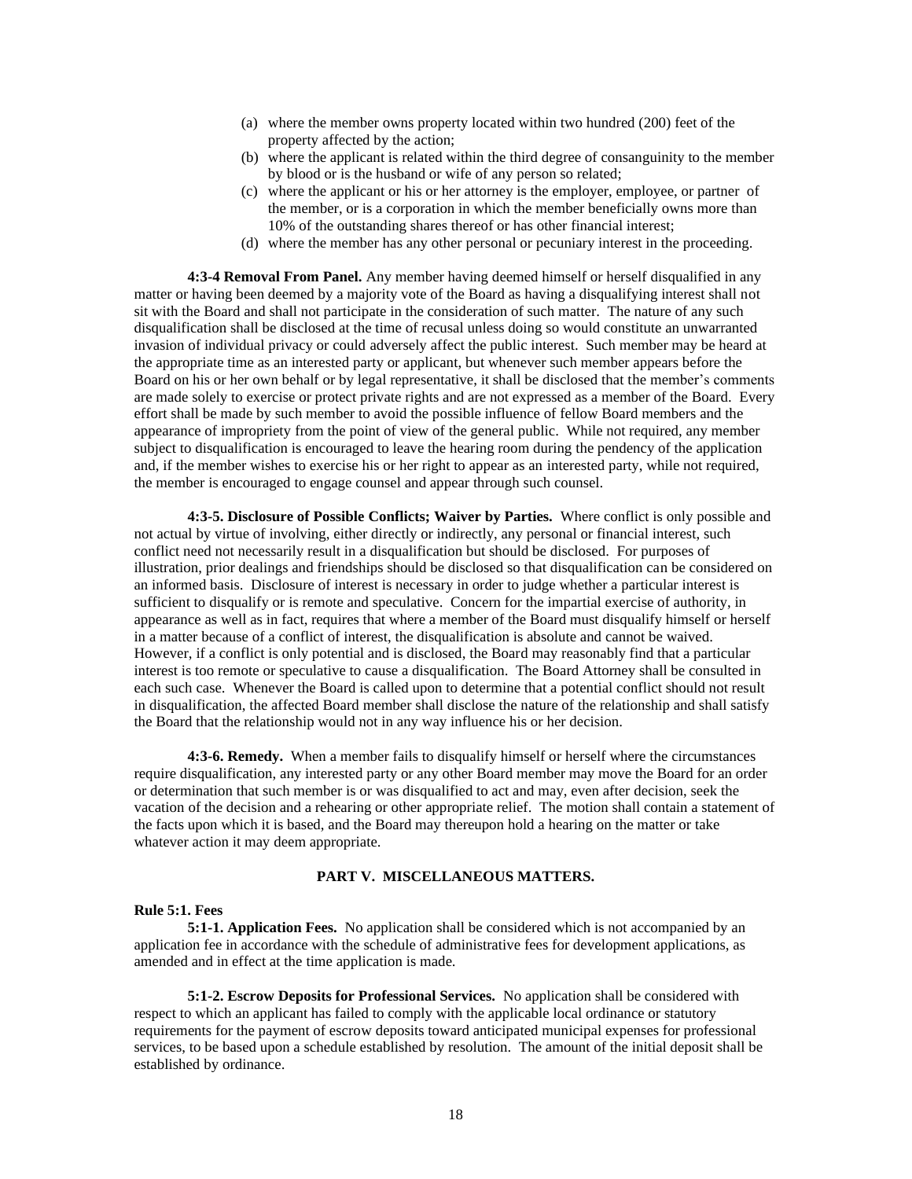(a) where the member owns property located within two hundred (200) feet of the property affected by the action;
(b) where the applicant is related within the third degree of consanguinity to the member by blood or is the husband or wife of any person so related;
(c) where the applicant or his or her attorney is the employer, employee, or partner of the member, or is a corporation in which the member beneficially owns more than 10% of the outstanding shares thereof or has other financial interest;
(d) where the member has any other personal or pecuniary interest in the proceeding.

**4:3-4 Removal From Panel.** Any member having deemed himself or herself disqualified in any matter or having been deemed by a majority vote of the Board as having a disqualifying interest shall not sit with the Board and shall not participate in the consideration of such matter. The nature of any such disqualification shall be disclosed at the time of recusal unless doing so would constitute an unwarranted invasion of individual privacy or could adversely affect the public interest. Such member may be heard at the appropriate time as an interested party or applicant, but whenever such member appears before the Board on his or her own behalf or by legal representative, it shall be disclosed that the member's comments are made solely to exercise or protect private rights and are not expressed as a member of the Board. Every effort shall be made by such member to avoid the possible influence of fellow Board members and the appearance of impropriety from the point of view of the general public. While not required, any member subject to disqualification is encouraged to leave the hearing room during the pendency of the application and, if the member wishes to exercise his or her right to appear as an interested party, while not required, the member is encouraged to engage counsel and appear through such counsel.

**4:3-5. Disclosure of Possible Conflicts; Waiver by Parties.** Where conflict is only possible and not actual by virtue of involving, either directly or indirectly, any personal or financial interest, such conflict need not necessarily result in a disqualification but should be disclosed. For purposes of illustration, prior dealings and friendships should be disclosed so that disqualification can be considered on an informed basis. Disclosure of interest is necessary in order to judge whether a particular interest is sufficient to disqualify or is remote and speculative. Concern for the impartial exercise of authority, in appearance as well as in fact, requires that where a member of the Board must disqualify himself or herself in a matter because of a conflict of interest, the disqualification is absolute and cannot be waived. However, if a conflict is only potential and is disclosed, the Board may reasonably find that a particular interest is too remote or speculative to cause a disqualification. The Board Attorney shall be consulted in each such case. Whenever the Board is called upon to determine that a potential conflict should not result in disqualification, the affected Board member shall disclose the nature of the relationship and shall satisfy the Board that the relationship would not in any way influence his or her decision.

**4:3-6. Remedy.** When a member fails to disqualify himself or herself where the circumstances require disqualification, any interested party or any other Board member may move the Board for an order or determination that such member is or was disqualified to act and may, even after decision, seek the vacation of the decision and a rehearing or other appropriate relief. The motion shall contain a statement of the facts upon which it is based, and the Board may thereupon hold a hearing on the matter or take whatever action it may deem appropriate.

## PART V. MISCELLANEOUS MATTERS.

**Rule 5:1. Fees**

**5:1-1. Application Fees.** No application shall be considered which is not accompanied by an application fee in accordance with the schedule of administrative fees for development applications, as amended and in effect at the time application is made.

**5:1-2. Escrow Deposits for Professional Services.** No application shall be considered with respect to which an applicant has failed to comply with the applicable local ordinance or statutory requirements for the payment of escrow deposits toward anticipated municipal expenses for professional services, to be based upon a schedule established by resolution. The amount of the initial deposit shall be established by ordinance.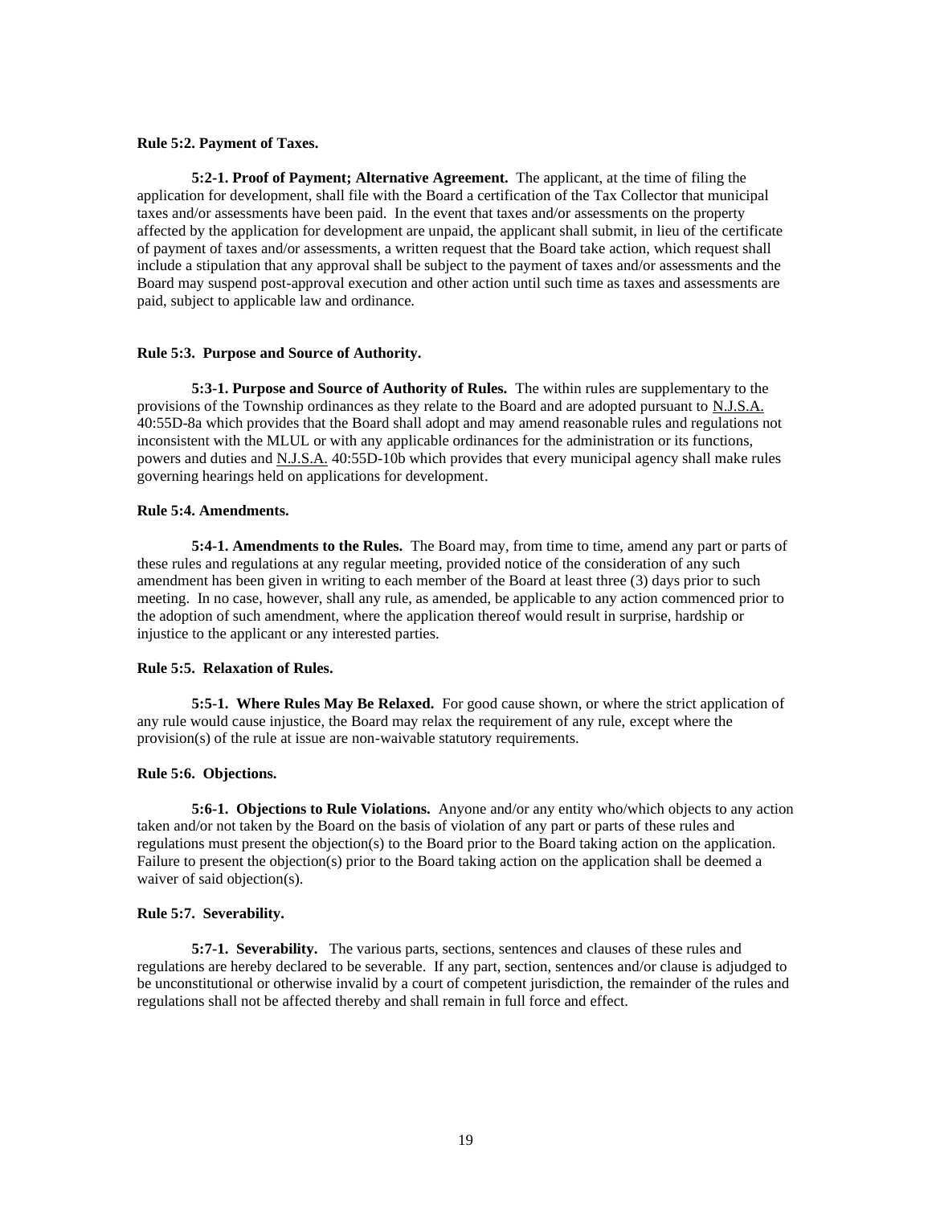**Rule 5:2. Payment of Taxes.**

**5:2-1. Proof of Payment; Alternative Agreement.** The applicant, at the time of filing the application for development, shall file with the Board a certification of the Tax Collector that municipal taxes and/or assessments have been paid. In the event that taxes and/or assessments on the property affected by the application for development are unpaid, the applicant shall submit, in lieu of the certificate of payment of taxes and/or assessments, a written request that the Board take action, which request shall include a stipulation that any approval shall be subject to the payment of taxes and/or assessments and the Board may suspend post-approval execution and other action until such time as taxes and assessments are paid, subject to applicable law and ordinance.

**Rule 5:3. Purpose and Source of Authority.**

**5:3-1. Purpose and Source of Authority of Rules.** The within rules are supplementary to the provisions of the Township ordinances as they relate to the Board and are adopted pursuant to N.J.S.A. 40:55D-8a which provides that the Board shall adopt and may amend reasonable rules and regulations not inconsistent with the MLUL or with any applicable ordinances for the administration or its functions, powers and duties and N.J.S.A. 40:55D-10b which provides that every municipal agency shall make rules governing hearings held on applications for development.

**Rule 5:4. Amendments.**

**5:4-1. Amendments to the Rules.** The Board may, from time to time, amend any part or parts of these rules and regulations at any regular meeting, provided notice of the consideration of any such amendment has been given in writing to each member of the Board at least three (3) days prior to such meeting. In no case, however, shall any rule, as amended, be applicable to any action commenced prior to the adoption of such amendment, where the application thereof would result in surprise, hardship or injustice to the applicant or any interested parties.

**Rule 5:5. Relaxation of Rules.**

**5:5-1. Where Rules May Be Relaxed.** For good cause shown, or where the strict application of any rule would cause injustice, the Board may relax the requirement of any rule, except where the provision(s) of the rule at issue are non-waivable statutory requirements.

**Rule 5:6. Objections.**

**5:6-1. Objections to Rule Violations.** Anyone and/or any entity who/which objects to any action taken and/or not taken by the Board on the basis of violation of any part or parts of these rules and regulations must present the objection(s) to the Board prior to the Board taking action on the application. Failure to present the objection(s) prior to the Board taking action on the application shall be deemed a waiver of said objection(s).

**Rule 5:7. Severability.**

**5:7-1. Severability.** The various parts, sections, sentences and clauses of these rules and regulations are hereby declared to be severable. If any part, section, sentences and/or clause is adjudged to be unconstitutional or otherwise invalid by a court of competent jurisdiction, the remainder of the rules and regulations shall not be affected thereby and shall remain in full force and effect.